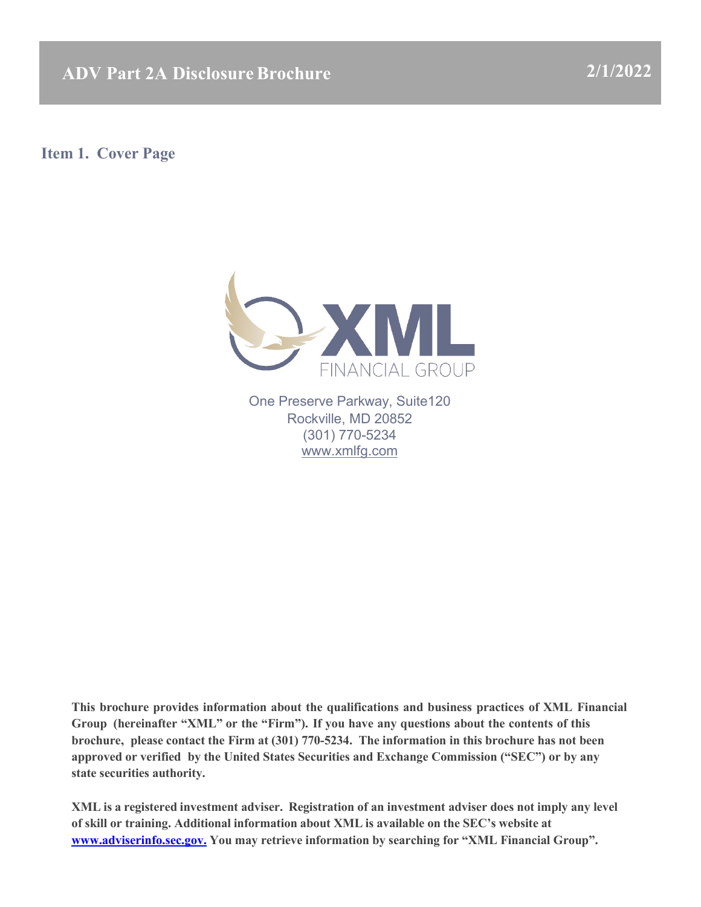# ADV Part 2A Disclosure Brochure

2/1/2022

## Item 1. Cover Page

XML FINANCIAL GROUP

One Preserve Parkway, Suite120
Rockville, MD 20852
(301) 770-5234
www.xmlfg.com

**This brochure provides information about the qualifications and business practices of XML Financial Group (hereinafter "XML" or the "Firm"). If you have any questions about the contents of this brochure, please contact the Firm at (301) 770-5234. The information in this brochure has not been approved or verified by the United States Securities and Exchange Commission ("SEC") or by any state securities authority.**

**XML is a registered investment adviser. Registration of an investment adviser does not imply any level of skill or training. Additional information about XML is available on the SEC's website at [www.adviserinfo.sec.gov.](http://www.adviserinfo.sec.gov) You may retrieve information by searching for "XML Financial Group".**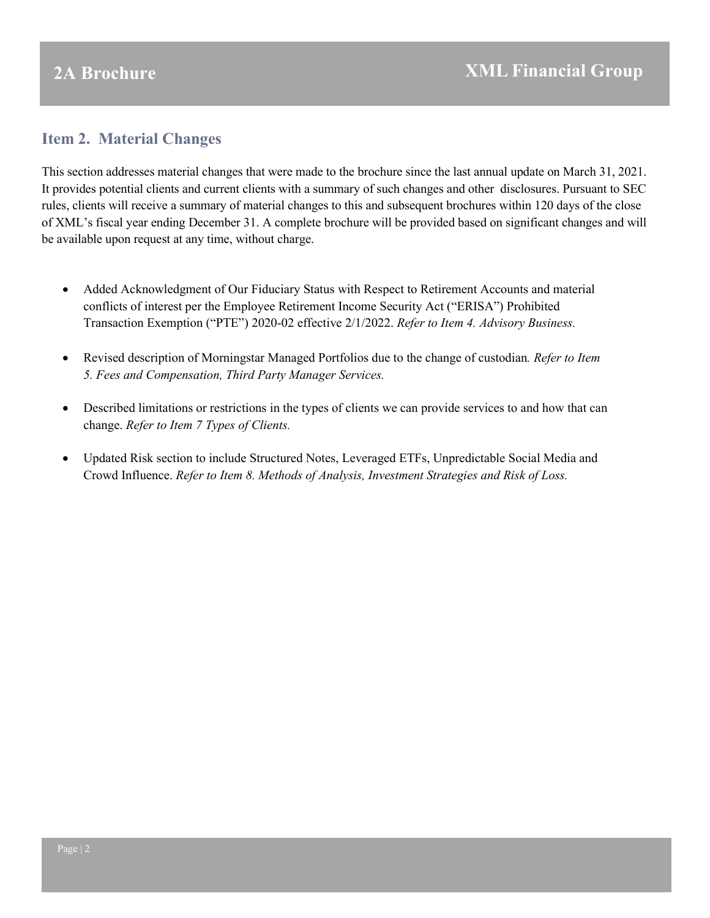## Item 2. Material Changes

This section addresses material changes that were made to the brochure since the last annual update on March 31, 2021. It provides potential clients and current clients with a summary of such changes and other disclosures. Pursuant to SEC rules, clients will receive a summary of material changes to this and subsequent brochures within 120 days of the close of XML's fiscal year ending December 31. A complete brochure will be provided based on significant changes and will be available upon request at any time, without charge.

- Added Acknowledgment of Our Fiduciary Status with Respect to Retirement Accounts and material conflicts of interest per the Employee Retirement Income Security Act ("ERISA") Prohibited Transaction Exemption ("PTE") 2020-02 effective 2/1/2022. *Refer to Item 4. Advisory Business.*

- Revised description of Morningstar Managed Portfolios due to the change of custodian*. Refer to Item 5. Fees and Compensation, Third Party Manager Services.*

- Described limitations or restrictions in the types of clients we can provide services to and how that can change. *Refer to Item 7 Types of Clients.*

- Updated Risk section to include Structured Notes, Leveraged ETFs, Unpredictable Social Media and Crowd Influence. *Refer to Item 8. Methods of Analysis, Investment Strategies and Risk of Loss.*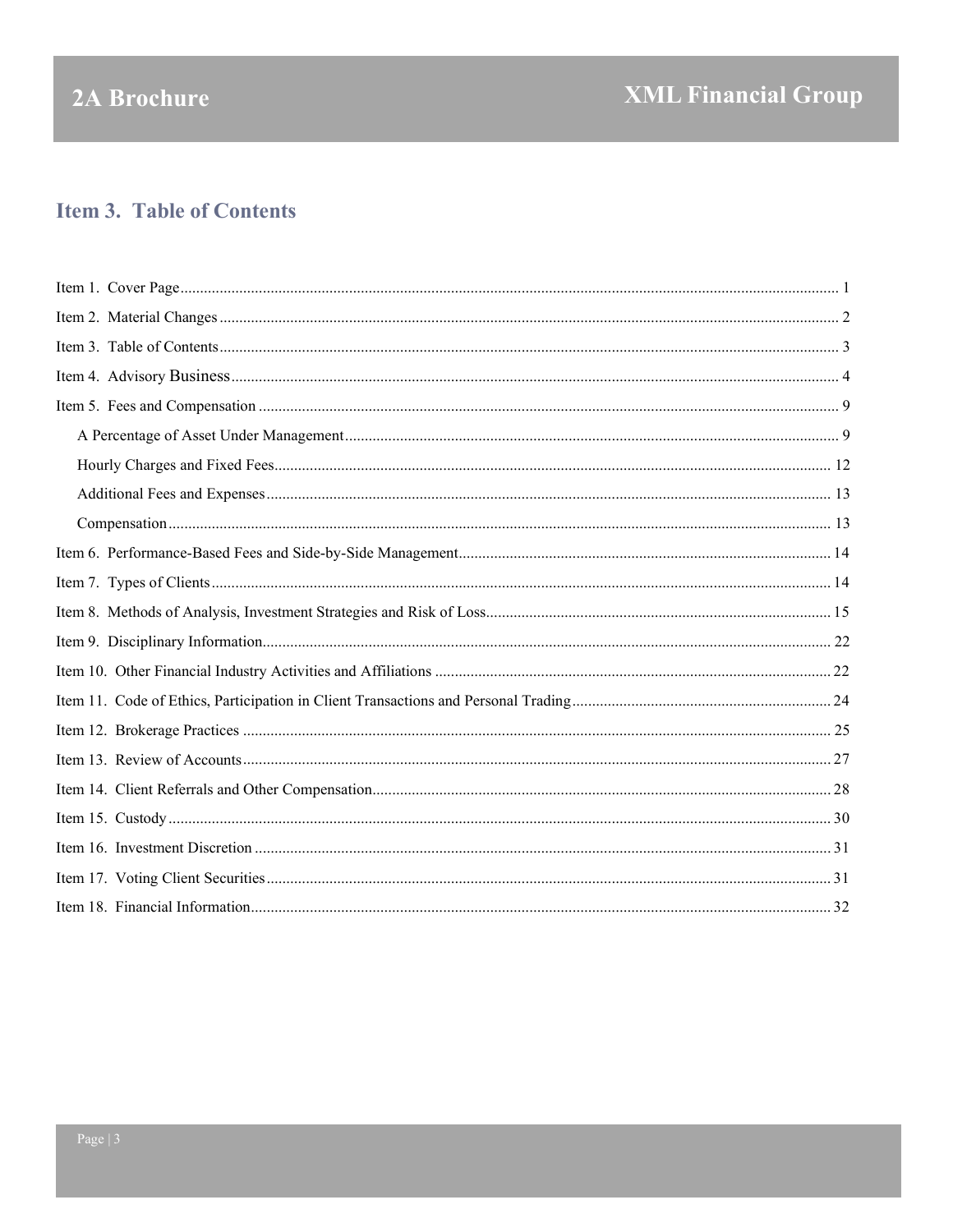## Item 3. Table of Contents

Item 1. Cover Page ..... 1

Item 2. Material Changes ..... 2

Item 3. Table of Contents ..... 3

Item 4. Advisory Business ..... 4

Item 5. Fees and Compensation ..... 9

- A Percentage of Asset Under Management ..... 9
- Hourly Charges and Fixed Fees ..... 12
- Additional Fees and Expenses ..... 13
- Compensation ..... 13

Item 6. Performance-Based Fees and Side-by-Side Management ..... 14

Item 7. Types of Clients ..... 14

Item 8. Methods of Analysis, Investment Strategies and Risk of Loss ..... 15

Item 9. Disciplinary Information ..... 22

Item 10. Other Financial Industry Activities and Affiliations ..... 22

Item 11. Code of Ethics, Participation in Client Transactions and Personal Trading ..... 24

Item 12. Brokerage Practices ..... 25

Item 13. Review of Accounts ..... 27

Item 14. Client Referrals and Other Compensation ..... 28

Item 15. Custody ..... 30

Item 16. Investment Discretion ..... 31

Item 17. Voting Client Securities ..... 31

Item 18. Financial Information ..... 32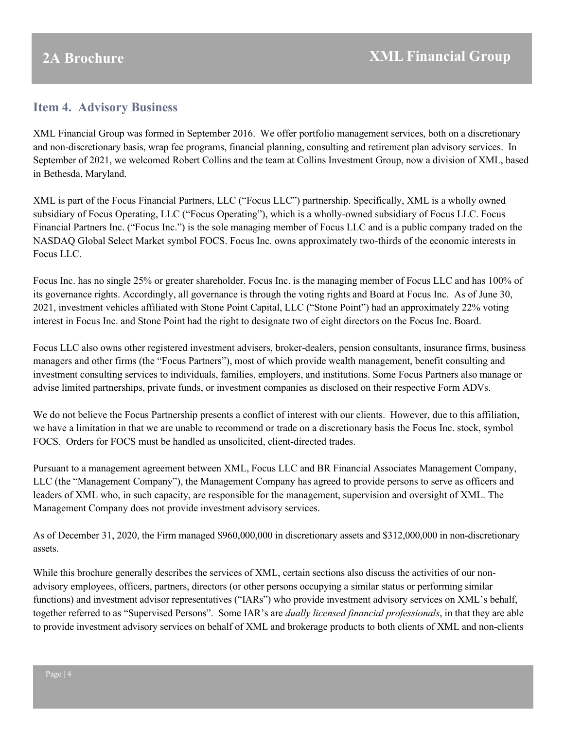## Item 4. Advisory Business

XML Financial Group was formed in September 2016. We offer portfolio management services, both on a discretionary and non-discretionary basis, wrap fee programs, financial planning, consulting and retirement plan advisory services. In September of 2021, we welcomed Robert Collins and the team at Collins Investment Group, now a division of XML, based in Bethesda, Maryland.

XML is part of the Focus Financial Partners, LLC ("Focus LLC") partnership. Specifically, XML is a wholly owned subsidiary of Focus Operating, LLC ("Focus Operating"), which is a wholly-owned subsidiary of Focus LLC. Focus Financial Partners Inc. ("Focus Inc.") is the sole managing member of Focus LLC and is a public company traded on the NASDAQ Global Select Market symbol FOCS. Focus Inc. owns approximately two-thirds of the economic interests in Focus LLC.

Focus Inc. has no single 25% or greater shareholder. Focus Inc. is the managing member of Focus LLC and has 100% of its governance rights. Accordingly, all governance is through the voting rights and Board at Focus Inc. As of June 30, 2021, investment vehicles affiliated with Stone Point Capital, LLC ("Stone Point") had an approximately 22% voting interest in Focus Inc. and Stone Point had the right to designate two of eight directors on the Focus Inc. Board.

Focus LLC also owns other registered investment advisers, broker-dealers, pension consultants, insurance firms, business managers and other firms (the "Focus Partners"), most of which provide wealth management, benefit consulting and investment consulting services to individuals, families, employers, and institutions. Some Focus Partners also manage or advise limited partnerships, private funds, or investment companies as disclosed on their respective Form ADVs.

We do not believe the Focus Partnership presents a conflict of interest with our clients. However, due to this affiliation, we have a limitation in that we are unable to recommend or trade on a discretionary basis the Focus Inc. stock, symbol FOCS. Orders for FOCS must be handled as unsolicited, client-directed trades.

Pursuant to a management agreement between XML, Focus LLC and BR Financial Associates Management Company, LLC (the "Management Company"), the Management Company has agreed to provide persons to serve as officers and leaders of XML who, in such capacity, are responsible for the management, supervision and oversight of XML. The Management Company does not provide investment advisory services.

As of December 31, 2020, the Firm managed $960,000,000 in discretionary assets and $312,000,000 in non-discretionary assets.

While this brochure generally describes the services of XML, certain sections also discuss the activities of our non-advisory employees, officers, partners, directors (or other persons occupying a similar status or performing similar functions) and investment advisor representatives ("IARs") who provide investment advisory services on XML's behalf, together referred to as "Supervised Persons". Some IAR's are *dually licensed financial professionals*, in that they are able to provide investment advisory services on behalf of XML and brokerage products to both clients of XML and non-clients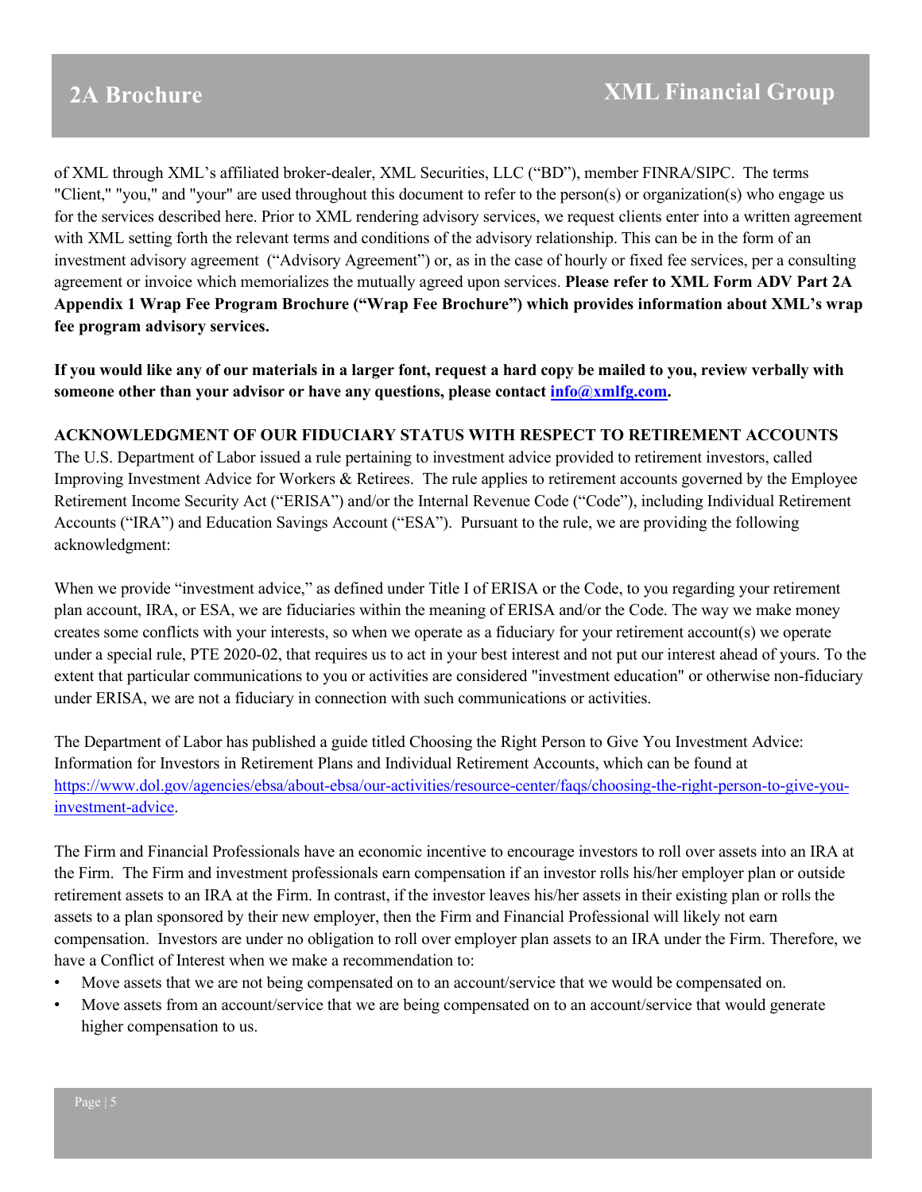of XML through XML's affiliated broker-dealer, XML Securities, LLC ("BD"), member FINRA/SIPC. The terms "Client," "you," and "your" are used throughout this document to refer to the person(s) or organization(s) who engage us for the services described here. Prior to XML rendering advisory services, we request clients enter into a written agreement with XML setting forth the relevant terms and conditions of the advisory relationship. This can be in the form of an investment advisory agreement ("Advisory Agreement") or, as in the case of hourly or fixed fee services, per a consulting agreement or invoice which memorializes the mutually agreed upon services. **Please refer to XML Form ADV Part 2A Appendix 1 Wrap Fee Program Brochure ("Wrap Fee Brochure") which provides information about XML's wrap fee program advisory services.**

**If you would like any of our materials in a larger font, request a hard copy be mailed to you, review verbally with someone other than your advisor or have any questions, please contact [info@xmlfg.com](mailto:info@xmlfg.com).**

**ACKNOWLEDGMENT OF OUR FIDUCIARY STATUS WITH RESPECT TO RETIREMENT ACCOUNTS**

The U.S. Department of Labor issued a rule pertaining to investment advice provided to retirement investors, called Improving Investment Advice for Workers & Retirees. The rule applies to retirement accounts governed by the Employee Retirement Income Security Act ("ERISA") and/or the Internal Revenue Code ("Code"), including Individual Retirement Accounts ("IRA") and Education Savings Account ("ESA"). Pursuant to the rule, we are providing the following acknowledgment:

When we provide "investment advice," as defined under Title I of ERISA or the Code, to you regarding your retirement plan account, IRA, or ESA, we are fiduciaries within the meaning of ERISA and/or the Code. The way we make money creates some conflicts with your interests, so when we operate as a fiduciary for your retirement account(s) we operate under a special rule, PTE 2020-02, that requires us to act in your best interest and not put our interest ahead of yours. To the extent that particular communications to you or activities are considered "investment education" or otherwise non-fiduciary under ERISA, we are not a fiduciary in connection with such communications or activities.

The Department of Labor has published a guide titled Choosing the Right Person to Give You Investment Advice: Information for Investors in Retirement Plans and Individual Retirement Accounts, which can be found at [https://www.dol.gov/agencies/ebsa/about-ebsa/our-activities/resource-center/faqs/choosing-the-right-person-to-give-you-investment-advice](https://www.dol.gov/agencies/ebsa/about-ebsa/our-activities/resource-center/faqs/choosing-the-right-person-to-give-you-investment-advice).

The Firm and Financial Professionals have an economic incentive to encourage investors to roll over assets into an IRA at the Firm. The Firm and investment professionals earn compensation if an investor rolls his/her employer plan or outside retirement assets to an IRA at the Firm. In contrast, if the investor leaves his/her assets in their existing plan or rolls the assets to a plan sponsored by their new employer, then the Firm and Financial Professional will likely not earn compensation. Investors are under no obligation to roll over employer plan assets to an IRA under the Firm. Therefore, we have a Conflict of Interest when we make a recommendation to:

- Move assets that we are not being compensated on to an account/service that we would be compensated on.
- Move assets from an account/service that we are being compensated on to an account/service that would generate higher compensation to us.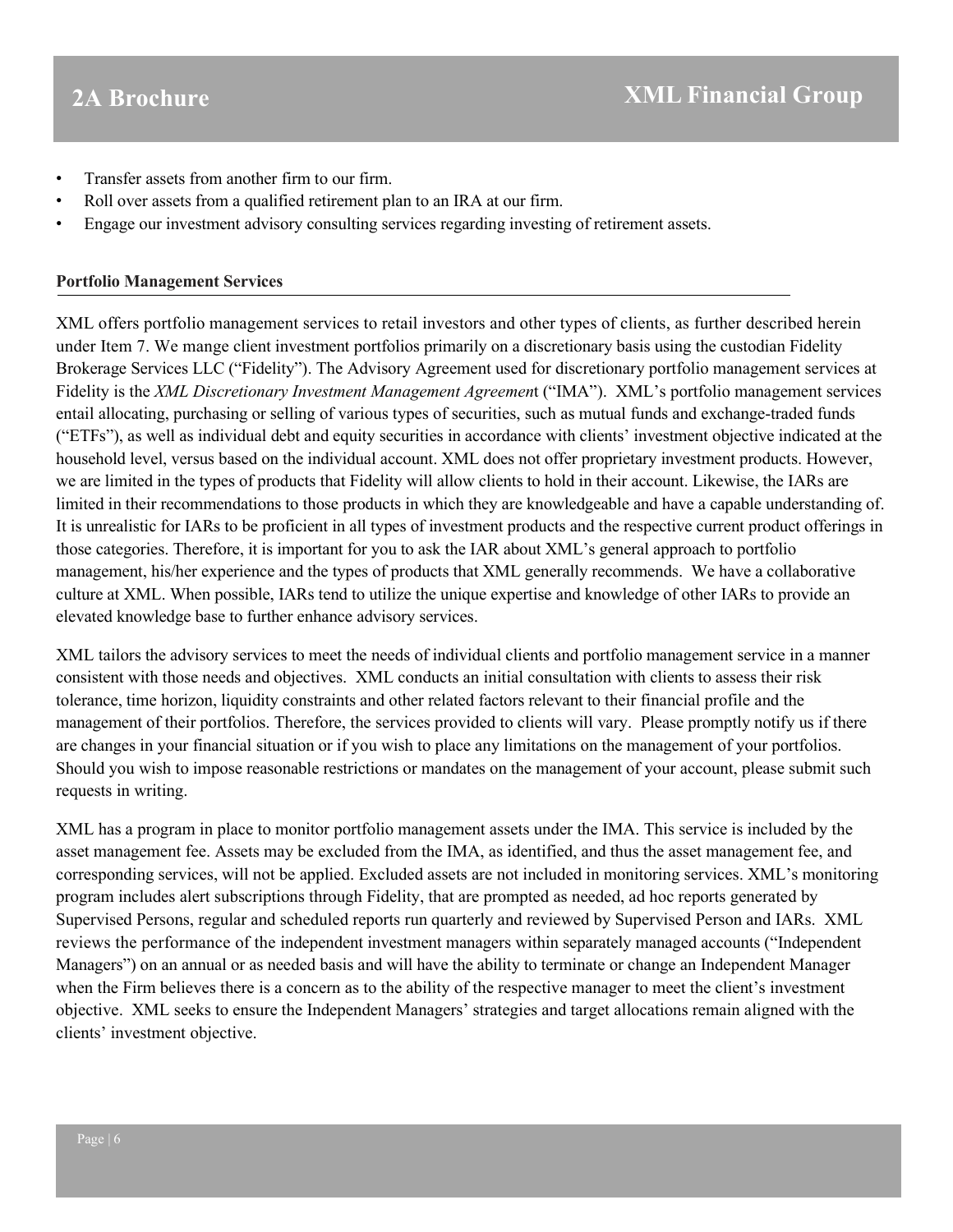- Transfer assets from another firm to our firm.
- Roll over assets from a qualified retirement plan to an IRA at our firm.
- Engage our investment advisory consulting services regarding investing of retirement assets.

**Portfolio Management Services**

XML offers portfolio management services to retail investors and other types of clients, as further described herein under Item 7. We mange client investment portfolios primarily on a discretionary basis using the custodian Fidelity Brokerage Services LLC ("Fidelity"). The Advisory Agreement used for discretionary portfolio management services at Fidelity is the *XML Discretionary Investment Management Agreemen*t ("IMA"). XML's portfolio management services entail allocating, purchasing or selling of various types of securities, such as mutual funds and exchange-traded funds ("ETFs"), as well as individual debt and equity securities in accordance with clients' investment objective indicated at the household level, versus based on the individual account. XML does not offer proprietary investment products. However, we are limited in the types of products that Fidelity will allow clients to hold in their account. Likewise, the IARs are limited in their recommendations to those products in which they are knowledgeable and have a capable understanding of. It is unrealistic for IARs to be proficient in all types of investment products and the respective current product offerings in those categories. Therefore, it is important for you to ask the IAR about XML's general approach to portfolio management, his/her experience and the types of products that XML generally recommends. We have a collaborative culture at XML. When possible, IARs tend to utilize the unique expertise and knowledge of other IARs to provide an elevated knowledge base to further enhance advisory services.

XML tailors the advisory services to meet the needs of individual clients and portfolio management service in a manner consistent with those needs and objectives. XML conducts an initial consultation with clients to assess their risk tolerance, time horizon, liquidity constraints and other related factors relevant to their financial profile and the management of their portfolios. Therefore, the services provided to clients will vary. Please promptly notify us if there are changes in your financial situation or if you wish to place any limitations on the management of your portfolios. Should you wish to impose reasonable restrictions or mandates on the management of your account, please submit such requests in writing.

XML has a program in place to monitor portfolio management assets under the IMA. This service is included by the asset management fee. Assets may be excluded from the IMA, as identified, and thus the asset management fee, and corresponding services, will not be applied. Excluded assets are not included in monitoring services. XML's monitoring program includes alert subscriptions through Fidelity, that are prompted as needed, ad hoc reports generated by Supervised Persons, regular and scheduled reports run quarterly and reviewed by Supervised Person and IARs. XML reviews the performance of the independent investment managers within separately managed accounts ("Independent Managers") on an annual or as needed basis and will have the ability to terminate or change an Independent Manager when the Firm believes there is a concern as to the ability of the respective manager to meet the client's investment objective. XML seeks to ensure the Independent Managers' strategies and target allocations remain aligned with the clients' investment objective.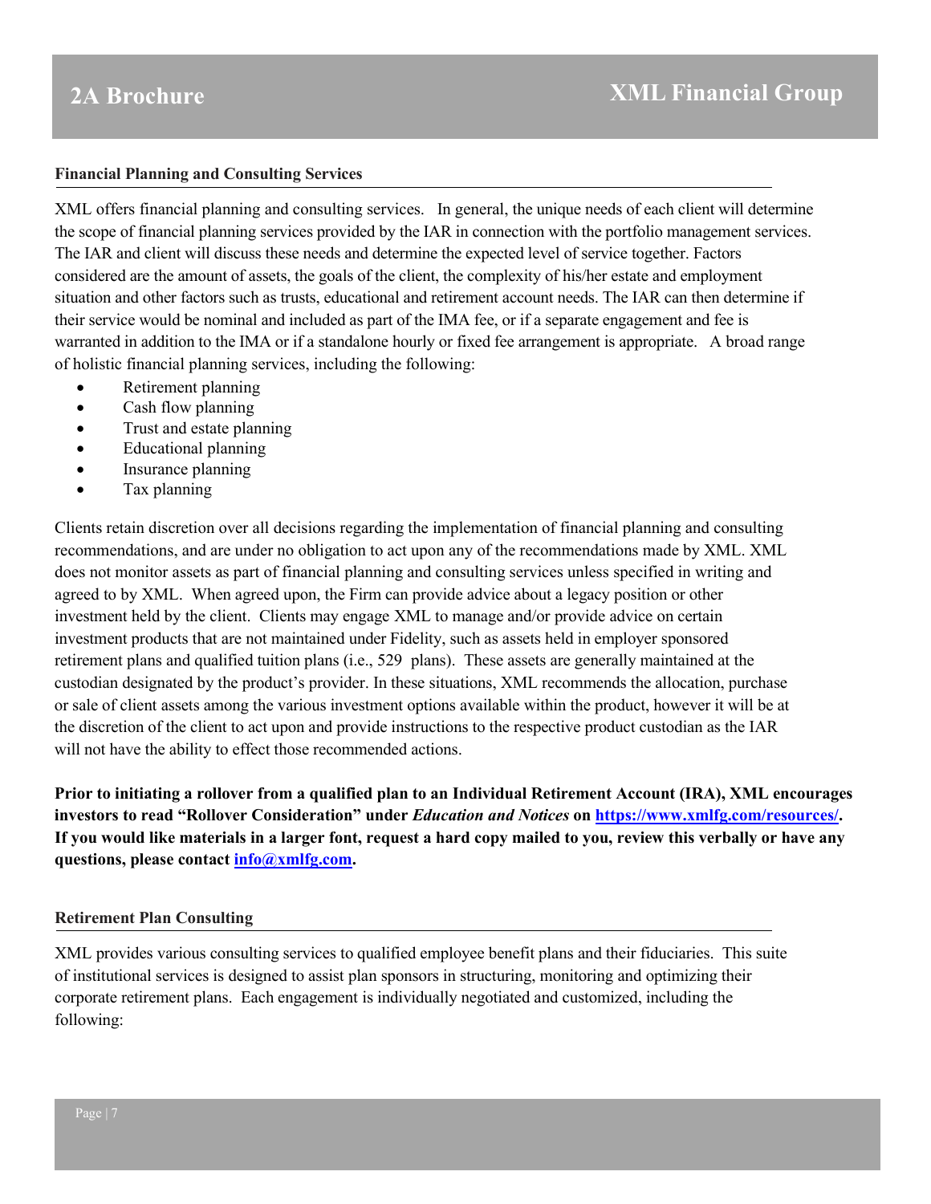### Financial Planning and Consulting Services

XML offers financial planning and consulting services. In general, the unique needs of each client will determine the scope of financial planning services provided by the IAR in connection with the portfolio management services. The IAR and client will discuss these needs and determine the expected level of service together. Factors considered are the amount of assets, the goals of the client, the complexity of his/her estate and employment situation and other factors such as trusts, educational and retirement account needs. The IAR can then determine if their service would be nominal and included as part of the IMA fee, or if a separate engagement and fee is warranted in addition to the IMA or if a standalone hourly or fixed fee arrangement is appropriate. A broad range of holistic financial planning services, including the following:

- Retirement planning
- Cash flow planning
- Trust and estate planning
- Educational planning
- Insurance planning
- Tax planning

Clients retain discretion over all decisions regarding the implementation of financial planning and consulting recommendations, and are under no obligation to act upon any of the recommendations made by XML. XML does not monitor assets as part of financial planning and consulting services unless specified in writing and agreed to by XML. When agreed upon, the Firm can provide advice about a legacy position or other investment held by the client. Clients may engage XML to manage and/or provide advice on certain investment products that are not maintained under Fidelity, such as assets held in employer sponsored retirement plans and qualified tuition plans (i.e., 529 plans). These assets are generally maintained at the custodian designated by the product's provider. In these situations, XML recommends the allocation, purchase or sale of client assets among the various investment options available within the product, however it will be at the discretion of the client to act upon and provide instructions to the respective product custodian as the IAR will not have the ability to effect those recommended actions.

**Prior to initiating a rollover from a qualified plan to an Individual Retirement Account (IRA), XML encourages investors to read "Rollover Consideration" under *Education and Notices* on [https://www.xmlfg.com/resources/](https://www.xmlfg.com/resources/). If you would like materials in a larger font, request a hard copy mailed to you, review this verbally or have any questions, please contact [info@xmlfg.com](mailto:info@xmlfg.com).**

### Retirement Plan Consulting

XML provides various consulting services to qualified employee benefit plans and their fiduciaries. This suite of institutional services is designed to assist plan sponsors in structuring, monitoring and optimizing their corporate retirement plans. Each engagement is individually negotiated and customized, including the following: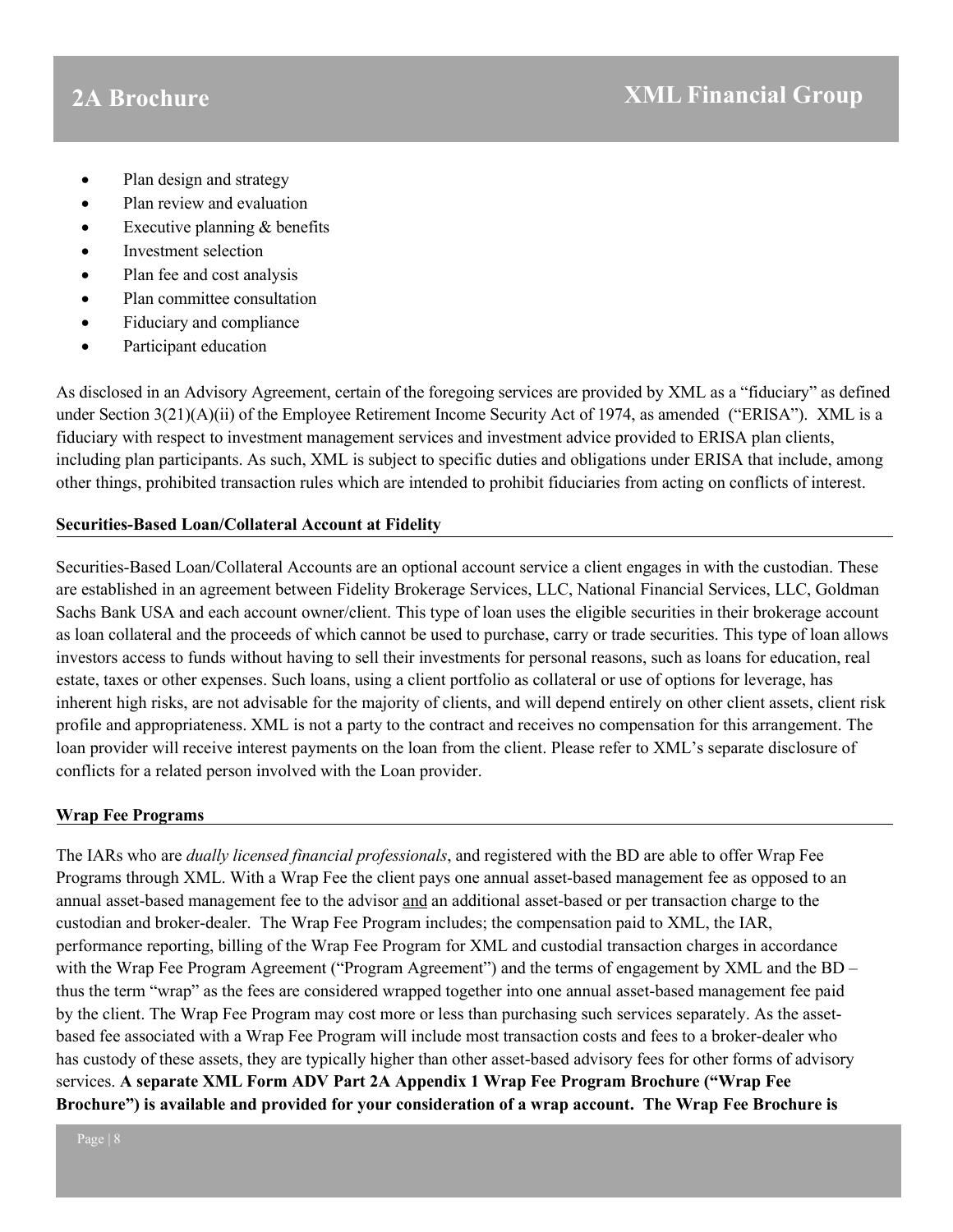- Plan design and strategy
- Plan review and evaluation
- Executive planning & benefits
- Investment selection
- Plan fee and cost analysis
- Plan committee consultation
- Fiduciary and compliance
- Participant education

As disclosed in an Advisory Agreement, certain of the foregoing services are provided by XML as a "fiduciary" as defined under Section 3(21)(A)(ii) of the Employee Retirement Income Security Act of 1974, as amended ("ERISA"). XML is a fiduciary with respect to investment management services and investment advice provided to ERISA plan clients, including plan participants. As such, XML is subject to specific duties and obligations under ERISA that include, among other things, prohibited transaction rules which are intended to prohibit fiduciaries from acting on conflicts of interest.

**Securities-Based Loan/Collateral Account at Fidelity**

Securities-Based Loan/Collateral Accounts are an optional account service a client engages in with the custodian. These are established in an agreement between Fidelity Brokerage Services, LLC, National Financial Services, LLC, Goldman Sachs Bank USA and each account owner/client. This type of loan uses the eligible securities in their brokerage account as loan collateral and the proceeds of which cannot be used to purchase, carry or trade securities. This type of loan allows investors access to funds without having to sell their investments for personal reasons, such as loans for education, real estate, taxes or other expenses. Such loans, using a client portfolio as collateral or use of options for leverage, has inherent high risks, are not advisable for the majority of clients, and will depend entirely on other client assets, client risk profile and appropriateness. XML is not a party to the contract and receives no compensation for this arrangement. The loan provider will receive interest payments on the loan from the client. Please refer to XML's separate disclosure of conflicts for a related person involved with the Loan provider.

**Wrap Fee Programs**

The IARs who are *dually licensed financial professionals*, and registered with the BD are able to offer Wrap Fee Programs through XML. With a Wrap Fee the client pays one annual asset-based management fee as opposed to an annual asset-based management fee to the advisor and an additional asset-based or per transaction charge to the custodian and broker-dealer. The Wrap Fee Program includes; the compensation paid to XML, the IAR, performance reporting, billing of the Wrap Fee Program for XML and custodial transaction charges in accordance with the Wrap Fee Program Agreement ("Program Agreement") and the terms of engagement by XML and the BD – thus the term "wrap" as the fees are considered wrapped together into one annual asset-based management fee paid by the client. The Wrap Fee Program may cost more or less than purchasing such services separately. As the asset-based fee associated with a Wrap Fee Program will include most transaction costs and fees to a broker-dealer who has custody of these assets, they are typically higher than other asset-based advisory fees for other forms of advisory services. **A separate XML Form ADV Part 2A Appendix 1 Wrap Fee Program Brochure ("Wrap Fee Brochure") is available and provided for your consideration of a wrap account. The Wrap Fee Brochure is**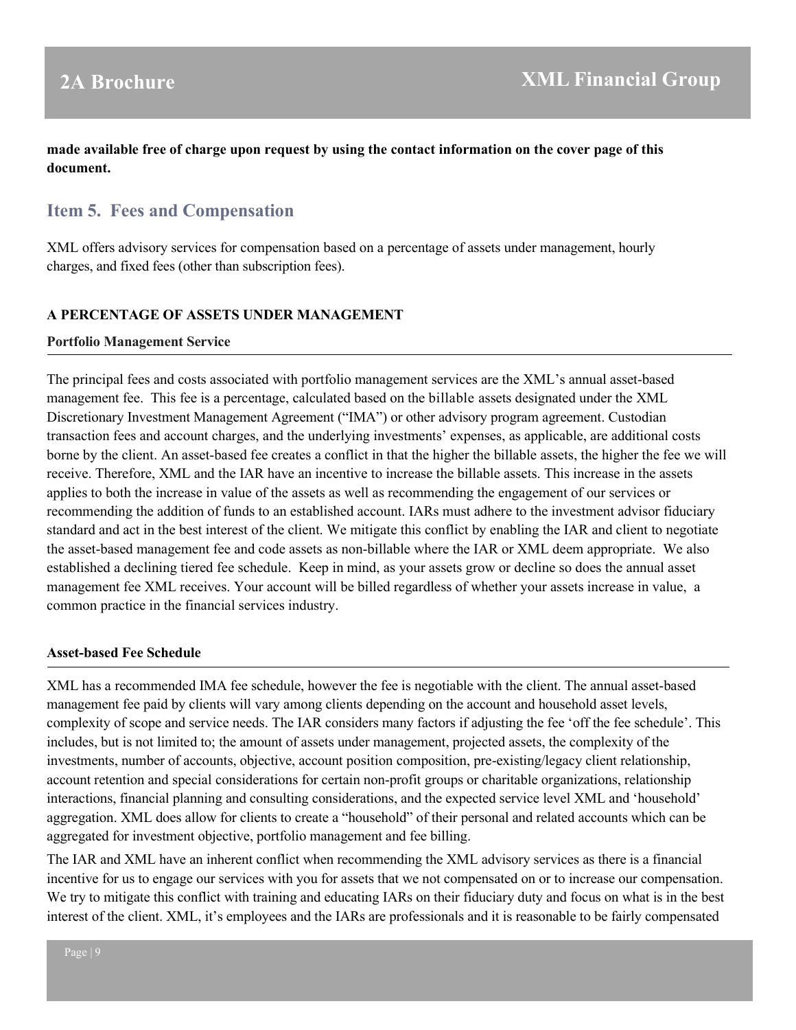**made available free of charge upon request by using the contact information on the cover page of this document.**

## Item 5. Fees and Compensation

XML offers advisory services for compensation based on a percentage of assets under management, hourly charges, and fixed fees (other than subscription fees).

**A PERCENTAGE OF ASSETS UNDER MANAGEMENT**

**Portfolio Management Service**

The principal fees and costs associated with portfolio management services are the XML's annual asset-based management fee. This fee is a percentage, calculated based on the billable assets designated under the XML Discretionary Investment Management Agreement ("IMA") or other advisory program agreement. Custodian transaction fees and account charges, and the underlying investments' expenses, as applicable, are additional costs borne by the client. An asset-based fee creates a conflict in that the higher the billable assets, the higher the fee we will receive. Therefore, XML and the IAR have an incentive to increase the billable assets. This increase in the assets applies to both the increase in value of the assets as well as recommending the engagement of our services or recommending the addition of funds to an established account. IARs must adhere to the investment advisor fiduciary standard and act in the best interest of the client. We mitigate this conflict by enabling the IAR and client to negotiate the asset-based management fee and code assets as non-billable where the IAR or XML deem appropriate. We also established a declining tiered fee schedule. Keep in mind, as your assets grow or decline so does the annual asset management fee XML receives. Your account will be billed regardless of whether your assets increase in value, a common practice in the financial services industry.

**Asset-based Fee Schedule**

XML has a recommended IMA fee schedule, however the fee is negotiable with the client. The annual asset-based management fee paid by clients will vary among clients depending on the account and household asset levels, complexity of scope and service needs. The IAR considers many factors if adjusting the fee 'off the fee schedule'. This includes, but is not limited to; the amount of assets under management, projected assets, the complexity of the investments, number of accounts, objective, account position composition, pre-existing/legacy client relationship, account retention and special considerations for certain non-profit groups or charitable organizations, relationship interactions, financial planning and consulting considerations, and the expected service level XML and 'household' aggregation. XML does allow for clients to create a "household" of their personal and related accounts which can be aggregated for investment objective, portfolio management and fee billing.

The IAR and XML have an inherent conflict when recommending the XML advisory services as there is a financial incentive for us to engage our services with you for assets that we not compensated on or to increase our compensation. We try to mitigate this conflict with training and educating IARs on their fiduciary duty and focus on what is in the best interest of the client. XML, it's employees and the IARs are professionals and it is reasonable to be fairly compensated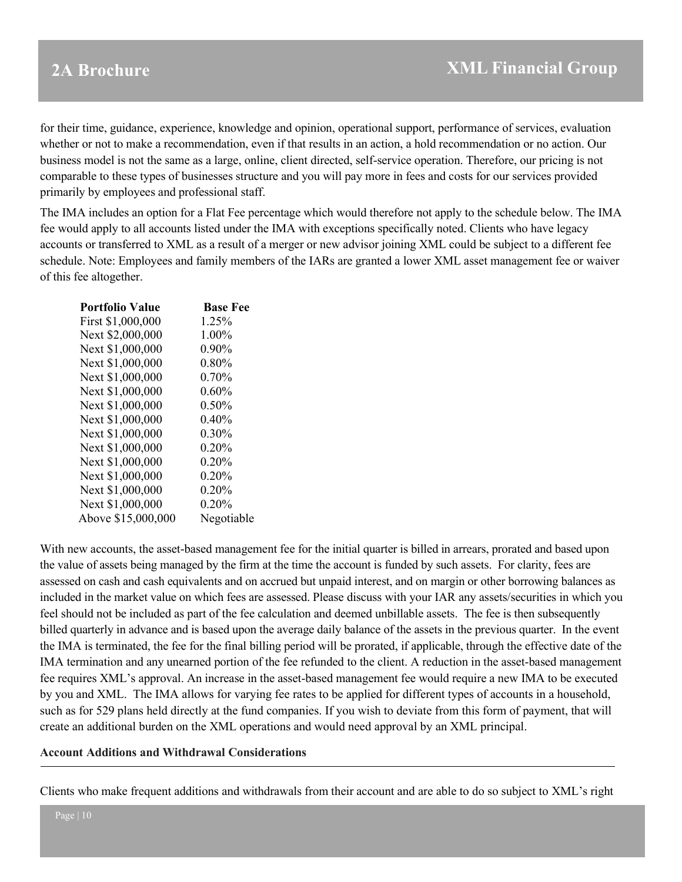for their time, guidance, experience, knowledge and opinion, operational support, performance of services, evaluation whether or not to make a recommendation, even if that results in an action, a hold recommendation or no action. Our business model is not the same as a large, online, client directed, self-service operation. Therefore, our pricing is not comparable to these types of businesses structure and you will pay more in fees and costs for our services provided primarily by employees and professional staff.

The IMA includes an option for a Flat Fee percentage which would therefore not apply to the schedule below. The IMA fee would apply to all accounts listed under the IMA with exceptions specifically noted. Clients who have legacy accounts or transferred to XML as a result of a merger or new advisor joining XML could be subject to a different fee schedule. Note: Employees and family members of the IARs are granted a lower XML asset management fee or waiver of this fee altogether.

| Portfolio Value | Base Fee |
|---|---|
| First $1,000,000 | 1.25% |
| Next $2,000,000 | 1.00% |
| Next $1,000,000 | 0.90% |
| Next $1,000,000 | 0.80% |
| Next $1,000,000 | 0.70% |
| Next $1,000,000 | 0.60% |
| Next $1,000,000 | 0.50% |
| Next $1,000,000 | 0.40% |
| Next $1,000,000 | 0.30% |
| Next $1,000,000 | 0.20% |
| Next $1,000,000 | 0.20% |
| Next $1,000,000 | 0.20% |
| Next $1,000,000 | 0.20% |
| Next $1,000,000 | 0.20% |
| Above $15,000,000 | Negotiable |

With new accounts, the asset-based management fee for the initial quarter is billed in arrears, prorated and based upon the value of assets being managed by the firm at the time the account is funded by such assets. For clarity, fees are assessed on cash and cash equivalents and on accrued but unpaid interest, and on margin or other borrowing balances as included in the market value on which fees are assessed. Please discuss with your IAR any assets/securities in which you feel should not be included as part of the fee calculation and deemed unbillable assets. The fee is then subsequently billed quarterly in advance and is based upon the average daily balance of the assets in the previous quarter. In the event the IMA is terminated, the fee for the final billing period will be prorated, if applicable, through the effective date of the IMA termination and any unearned portion of the fee refunded to the client. A reduction in the asset-based management fee requires XML's approval. An increase in the asset-based management fee would require a new IMA to be executed by you and XML. The IMA allows for varying fee rates to be applied for different types of accounts in a household, such as for 529 plans held directly at the fund companies. If you wish to deviate from this form of payment, that will create an additional burden on the XML operations and would need approval by an XML principal.

**Account Additions and Withdrawal Considerations**

Clients who make frequent additions and withdrawals from their account and are able to do so subject to XML's right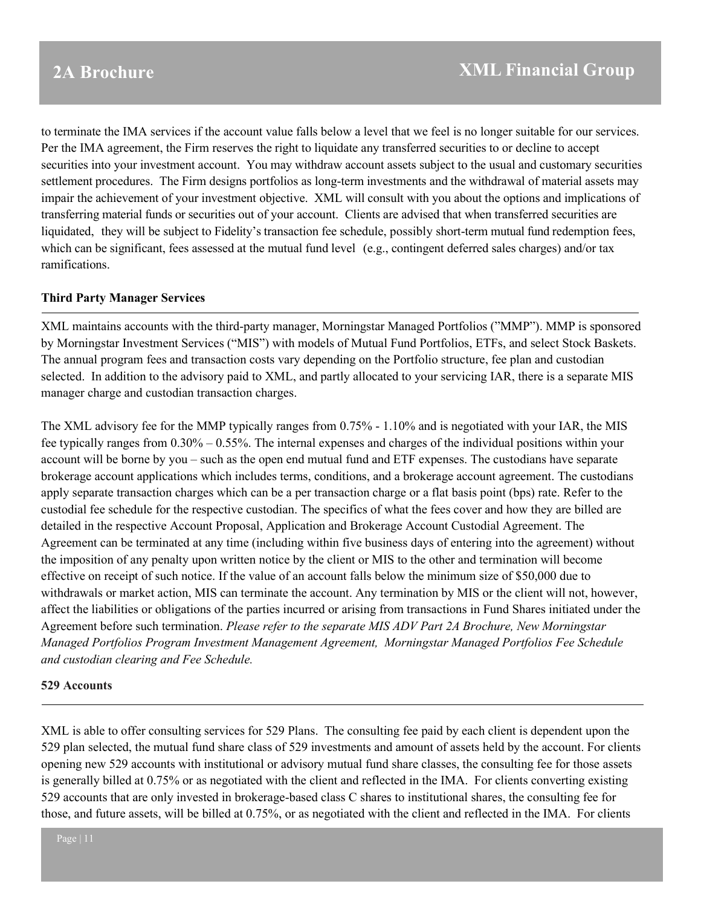to terminate the IMA services if the account value falls below a level that we feel is no longer suitable for our services. Per the IMA agreement, the Firm reserves the right to liquidate any transferred securities to or decline to accept securities into your investment account. You may withdraw account assets subject to the usual and customary securities settlement procedures. The Firm designs portfolios as long-term investments and the withdrawal of material assets may impair the achievement of your investment objective. XML will consult with you about the options and implications of transferring material funds or securities out of your account. Clients are advised that when transferred securities are liquidated, they will be subject to Fidelity's transaction fee schedule, possibly short-term mutual fund redemption fees, which can be significant, fees assessed at the mutual fund level (e.g., contingent deferred sales charges) and/or tax ramifications.

**Third Party Manager Services**

XML maintains accounts with the third-party manager, Morningstar Managed Portfolios ("MMP"). MMP is sponsored by Morningstar Investment Services ("MIS") with models of Mutual Fund Portfolios, ETFs, and select Stock Baskets. The annual program fees and transaction costs vary depending on the Portfolio structure, fee plan and custodian selected. In addition to the advisory paid to XML, and partly allocated to your servicing IAR, there is a separate MIS manager charge and custodian transaction charges.

The XML advisory fee for the MMP typically ranges from 0.75% - 1.10% and is negotiated with your IAR, the MIS fee typically ranges from 0.30% – 0.55%. The internal expenses and charges of the individual positions within your account will be borne by you – such as the open end mutual fund and ETF expenses. The custodians have separate brokerage account applications which includes terms, conditions, and a brokerage account agreement. The custodians apply separate transaction charges which can be a per transaction charge or a flat basis point (bps) rate. Refer to the custodial fee schedule for the respective custodian. The specifics of what the fees cover and how they are billed are detailed in the respective Account Proposal, Application and Brokerage Account Custodial Agreement. The Agreement can be terminated at any time (including within five business days of entering into the agreement) without the imposition of any penalty upon written notice by the client or MIS to the other and termination will become effective on receipt of such notice. If the value of an account falls below the minimum size of $50,000 due to withdrawals or market action, MIS can terminate the account. Any termination by MIS or the client will not, however, affect the liabilities or obligations of the parties incurred or arising from transactions in Fund Shares initiated under the Agreement before such termination. *Please refer to the separate MIS ADV Part 2A Brochure, New Morningstar Managed Portfolios Program Investment Management Agreement, Morningstar Managed Portfolios Fee Schedule and custodian clearing and Fee Schedule.*

**529 Accounts**

XML is able to offer consulting services for 529 Plans. The consulting fee paid by each client is dependent upon the 529 plan selected, the mutual fund share class of 529 investments and amount of assets held by the account. For clients opening new 529 accounts with institutional or advisory mutual fund share classes, the consulting fee for those assets is generally billed at 0.75% or as negotiated with the client and reflected in the IMA. For clients converting existing 529 accounts that are only invested in brokerage-based class C shares to institutional shares, the consulting fee for those, and future assets, will be billed at 0.75%, or as negotiated with the client and reflected in the IMA. For clients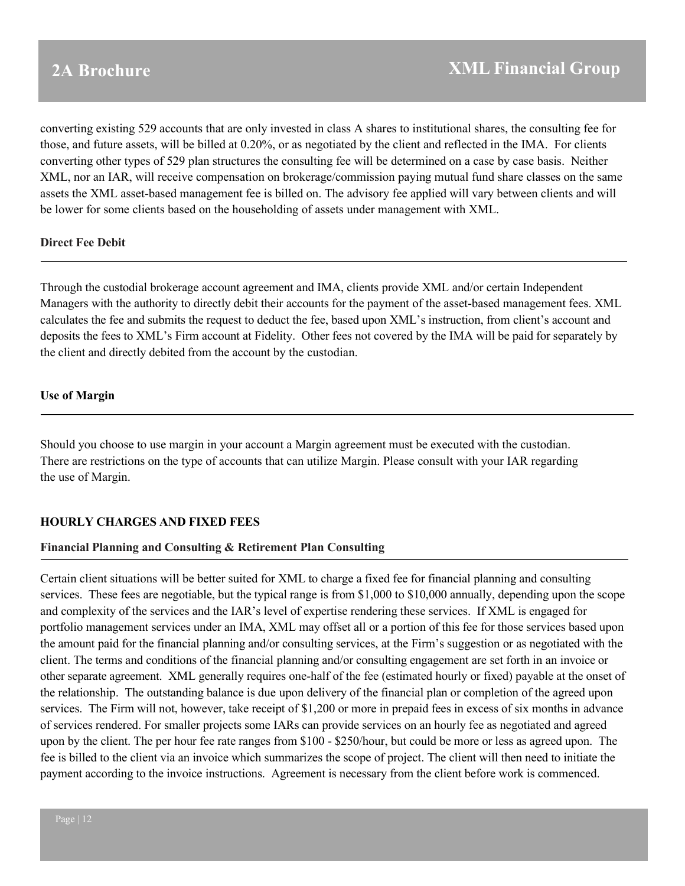converting existing 529 accounts that are only invested in class A shares to institutional shares, the consulting fee for those, and future assets, will be billed at 0.20%, or as negotiated by the client and reflected in the IMA. For clients converting other types of 529 plan structures the consulting fee will be determined on a case by case basis. Neither XML, nor an IAR, will receive compensation on brokerage/commission paying mutual fund share classes on the same assets the XML asset-based management fee is billed on. The advisory fee applied will vary between clients and will be lower for some clients based on the householding of assets under management with XML.

**Direct Fee Debit**

Through the custodial brokerage account agreement and IMA, clients provide XML and/or certain Independent Managers with the authority to directly debit their accounts for the payment of the asset-based management fees. XML calculates the fee and submits the request to deduct the fee, based upon XML's instruction, from client's account and deposits the fees to XML's Firm account at Fidelity. Other fees not covered by the IMA will be paid for separately by the client and directly debited from the account by the custodian.

**Use of Margin**

Should you choose to use margin in your account a Margin agreement must be executed with the custodian. There are restrictions on the type of accounts that can utilize Margin. Please consult with your IAR regarding the use of Margin.

**HOURLY CHARGES AND FIXED FEES**

**Financial Planning and Consulting & Retirement Plan Consulting**

Certain client situations will be better suited for XML to charge a fixed fee for financial planning and consulting services. These fees are negotiable, but the typical range is from $1,000 to $10,000 annually, depending upon the scope and complexity of the services and the IAR's level of expertise rendering these services. If XML is engaged for portfolio management services under an IMA, XML may offset all or a portion of this fee for those services based upon the amount paid for the financial planning and/or consulting services, at the Firm's suggestion or as negotiated with the client. The terms and conditions of the financial planning and/or consulting engagement are set forth in an invoice or other separate agreement. XML generally requires one-half of the fee (estimated hourly or fixed) payable at the onset of the relationship. The outstanding balance is due upon delivery of the financial plan or completion of the agreed upon services. The Firm will not, however, take receipt of $1,200 or more in prepaid fees in excess of six months in advance of services rendered. For smaller projects some IARs can provide services on an hourly fee as negotiated and agreed upon by the client. The per hour fee rate ranges from $100 - $250/hour, but could be more or less as agreed upon. The fee is billed to the client via an invoice which summarizes the scope of project. The client will then need to initiate the payment according to the invoice instructions. Agreement is necessary from the client before work is commenced.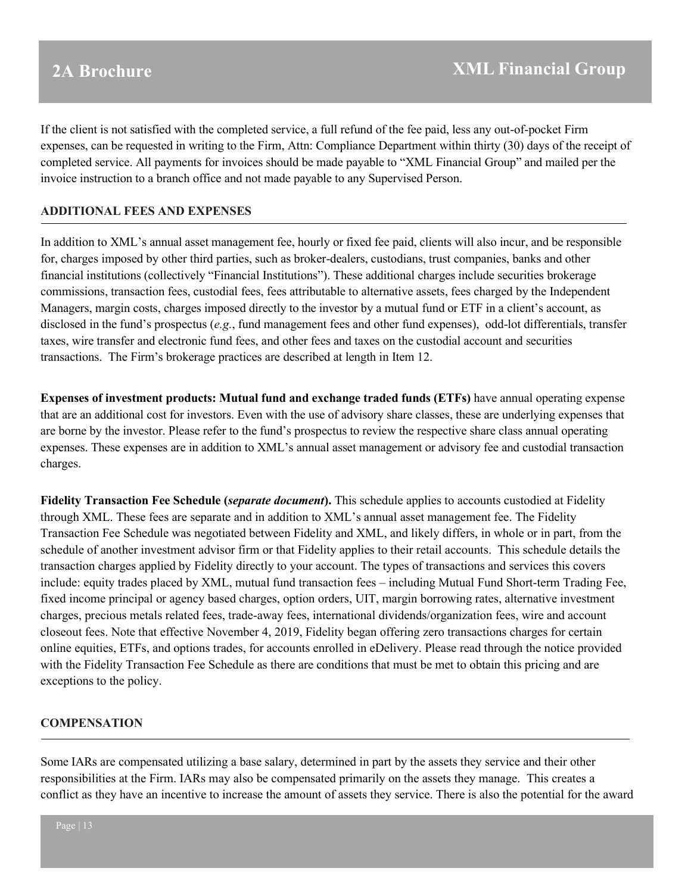If the client is not satisfied with the completed service, a full refund of the fee paid, less any out-of-pocket Firm expenses, can be requested in writing to the Firm, Attn: Compliance Department within thirty (30) days of the receipt of completed service. All payments for invoices should be made payable to "XML Financial Group" and mailed per the invoice instruction to a branch office and not made payable to any Supervised Person.

## ADDITIONAL FEES AND EXPENSES

In addition to XML's annual asset management fee, hourly or fixed fee paid, clients will also incur, and be responsible for, charges imposed by other third parties, such as broker-dealers, custodians, trust companies, banks and other financial institutions (collectively "Financial Institutions"). These additional charges include securities brokerage commissions, transaction fees, custodial fees, fees attributable to alternative assets, fees charged by the Independent Managers, margin costs, charges imposed directly to the investor by a mutual fund or ETF in a client's account, as disclosed in the fund's prospectus (*e.g.*, fund management fees and other fund expenses), odd-lot differentials, transfer taxes, wire transfer and electronic fund fees, and other fees and taxes on the custodial account and securities transactions. The Firm's brokerage practices are described at length in Item 12.

**Expenses of investment products: Mutual fund and exchange traded funds (ETFs)** have annual operating expense that are an additional cost for investors. Even with the use of advisory share classes, these are underlying expenses that are borne by the investor. Please refer to the fund's prospectus to review the respective share class annual operating expenses. These expenses are in addition to XML's annual asset management or advisory fee and custodial transaction charges.

**Fidelity Transaction Fee Schedule (*separate document*).** This schedule applies to accounts custodied at Fidelity through XML. These fees are separate and in addition to XML's annual asset management fee. The Fidelity Transaction Fee Schedule was negotiated between Fidelity and XML, and likely differs, in whole or in part, from the schedule of another investment advisor firm or that Fidelity applies to their retail accounts. This schedule details the transaction charges applied by Fidelity directly to your account. The types of transactions and services this covers include: equity trades placed by XML, mutual fund transaction fees – including Mutual Fund Short-term Trading Fee, fixed income principal or agency based charges, option orders, UIT, margin borrowing rates, alternative investment charges, precious metals related fees, trade-away fees, international dividends/organization fees, wire and account closeout fees. Note that effective November 4, 2019, Fidelity began offering zero transactions charges for certain online equities, ETFs, and options trades, for accounts enrolled in eDelivery. Please read through the notice provided with the Fidelity Transaction Fee Schedule as there are conditions that must be met to obtain this pricing and are exceptions to the policy.

## COMPENSATION

Some IARs are compensated utilizing a base salary, determined in part by the assets they service and their other responsibilities at the Firm. IARs may also be compensated primarily on the assets they manage. This creates a conflict as they have an incentive to increase the amount of assets they service. There is also the potential for the award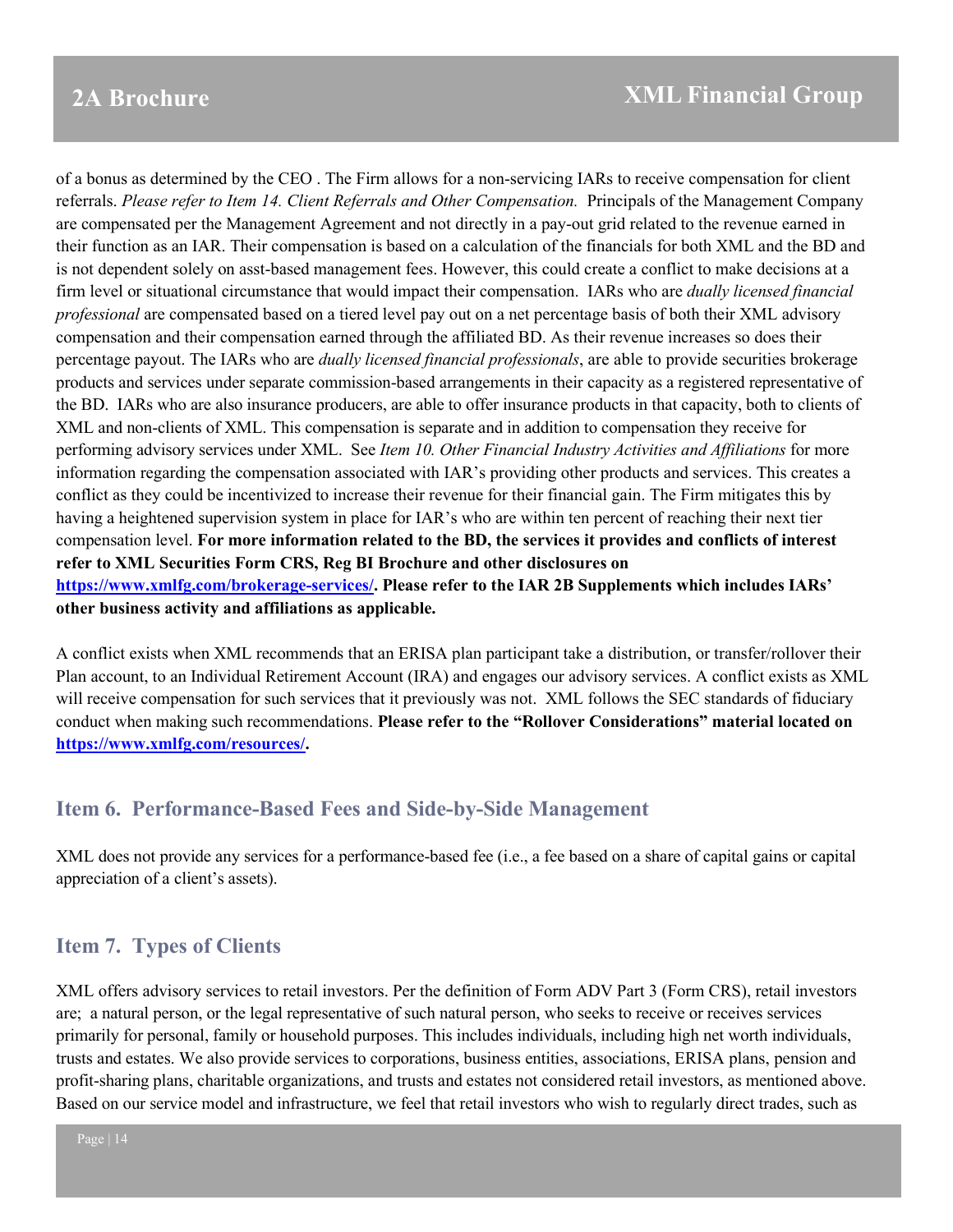of a bonus as determined by the CEO . The Firm allows for a non-servicing IARs to receive compensation for client referrals. *Please refer to Item 14. Client Referrals and Other Compensation.* Principals of the Management Company are compensated per the Management Agreement and not directly in a pay-out grid related to the revenue earned in their function as an IAR. Their compensation is based on a calculation of the financials for both XML and the BD and is not dependent solely on asst-based management fees. However, this could create a conflict to make decisions at a firm level or situational circumstance that would impact their compensation. IARs who are *dually licensed financial professional* are compensated based on a tiered level pay out on a net percentage basis of both their XML advisory compensation and their compensation earned through the affiliated BD. As their revenue increases so does their percentage payout. The IARs who are *dually licensed financial professionals*, are able to provide securities brokerage products and services under separate commission-based arrangements in their capacity as a registered representative of the BD. IARs who are also insurance producers, are able to offer insurance products in that capacity, both to clients of XML and non-clients of XML. This compensation is separate and in addition to compensation they receive for performing advisory services under XML. See *Item 10. Other Financial Industry Activities and Affiliations* for more information regarding the compensation associated with IAR's providing other products and services. This creates a conflict as they could be incentivized to increase their revenue for their financial gain. The Firm mitigates this by having a heightened supervision system in place for IAR's who are within ten percent of reaching their next tier compensation level. **For more information related to the BD, the services it provides and conflicts of interest refer to XML Securities Form CRS, Reg BI Brochure and other disclosures on [https://www.xmlfg.com/brokerage-services/](https://www.xmlfg.com/brokerage-services/). Please refer to the IAR 2B Supplements which includes IARs' other business activity and affiliations as applicable.**

A conflict exists when XML recommends that an ERISA plan participant take a distribution, or transfer/rollover their Plan account, to an Individual Retirement Account (IRA) and engages our advisory services. A conflict exists as XML will receive compensation for such services that it previously was not. XML follows the SEC standards of fiduciary conduct when making such recommendations. **Please refer to the "Rollover Considerations" material located on [https://www.xmlfg.com/resources/](https://www.xmlfg.com/resources/).**

## Item 6. Performance-Based Fees and Side-by-Side Management

XML does not provide any services for a performance-based fee (i.e., a fee based on a share of capital gains or capital appreciation of a client's assets).

## Item 7. Types of Clients

XML offers advisory services to retail investors. Per the definition of Form ADV Part 3 (Form CRS), retail investors are; a natural person, or the legal representative of such natural person, who seeks to receive or receives services primarily for personal, family or household purposes. This includes individuals, including high net worth individuals, trusts and estates. We also provide services to corporations, business entities, associations, ERISA plans, pension and profit-sharing plans, charitable organizations, and trusts and estates not considered retail investors, as mentioned above. Based on our service model and infrastructure, we feel that retail investors who wish to regularly direct trades, such as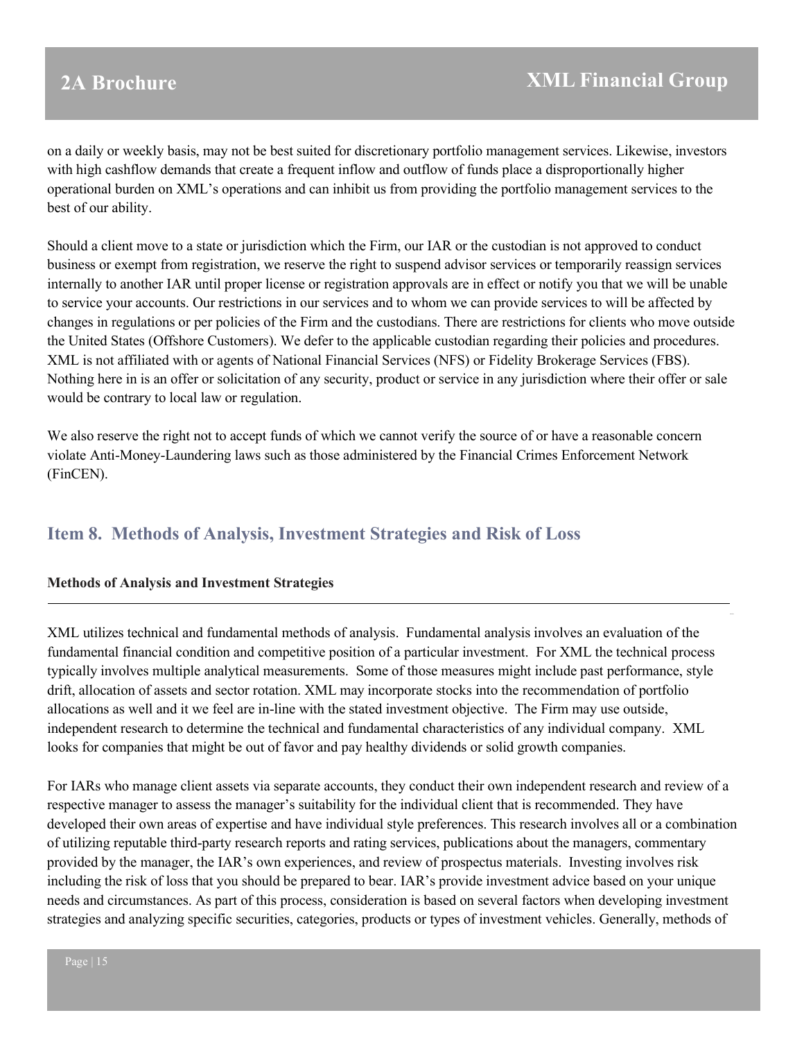on a daily or weekly basis, may not be best suited for discretionary portfolio management services. Likewise, investors with high cashflow demands that create a frequent inflow and outflow of funds place a disproportionally higher operational burden on XML's operations and can inhibit us from providing the portfolio management services to the best of our ability.

Should a client move to a state or jurisdiction which the Firm, our IAR or the custodian is not approved to conduct business or exempt from registration, we reserve the right to suspend advisor services or temporarily reassign services internally to another IAR until proper license or registration approvals are in effect or notify you that we will be unable to service your accounts. Our restrictions in our services and to whom we can provide services to will be affected by changes in regulations or per policies of the Firm and the custodians. There are restrictions for clients who move outside the United States (Offshore Customers). We defer to the applicable custodian regarding their policies and procedures. XML is not affiliated with or agents of National Financial Services (NFS) or Fidelity Brokerage Services (FBS). Nothing here in is an offer or solicitation of any security, product or service in any jurisdiction where their offer or sale would be contrary to local law or regulation.

We also reserve the right not to accept funds of which we cannot verify the source of or have a reasonable concern violate Anti-Money-Laundering laws such as those administered by the Financial Crimes Enforcement Network (FinCEN).

## Item 8. Methods of Analysis, Investment Strategies and Risk of Loss

**Methods of Analysis and Investment Strategies**

XML utilizes technical and fundamental methods of analysis. Fundamental analysis involves an evaluation of the fundamental financial condition and competitive position of a particular investment. For XML the technical process typically involves multiple analytical measurements. Some of those measures might include past performance, style drift, allocation of assets and sector rotation. XML may incorporate stocks into the recommendation of portfolio allocations as well and it we feel are in-line with the stated investment objective. The Firm may use outside, independent research to determine the technical and fundamental characteristics of any individual company. XML looks for companies that might be out of favor and pay healthy dividends or solid growth companies.

For IARs who manage client assets via separate accounts, they conduct their own independent research and review of a respective manager to assess the manager's suitability for the individual client that is recommended. They have developed their own areas of expertise and have individual style preferences. This research involves all or a combination of utilizing reputable third-party research reports and rating services, publications about the managers, commentary provided by the manager, the IAR's own experiences, and review of prospectus materials. Investing involves risk including the risk of loss that you should be prepared to bear. IAR's provide investment advice based on your unique needs and circumstances. As part of this process, consideration is based on several factors when developing investment strategies and analyzing specific securities, categories, products or types of investment vehicles. Generally, methods of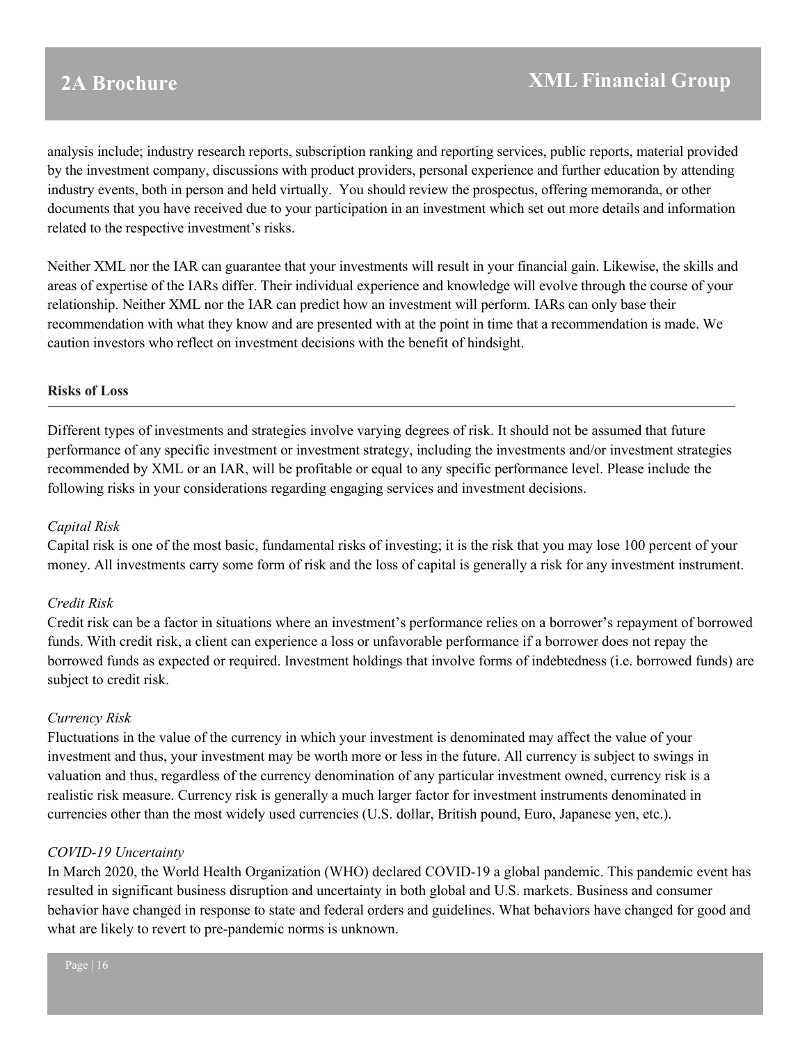analysis include; industry research reports, subscription ranking and reporting services, public reports, material provided by the investment company, discussions with product providers, personal experience and further education by attending industry events, both in person and held virtually. You should review the prospectus, offering memoranda, or other documents that you have received due to your participation in an investment which set out more details and information related to the respective investment's risks.

Neither XML nor the IAR can guarantee that your investments will result in your financial gain. Likewise, the skills and areas of expertise of the IARs differ. Their individual experience and knowledge will evolve through the course of your relationship. Neither XML nor the IAR can predict how an investment will perform. IARs can only base their recommendation with what they know and are presented with at the point in time that a recommendation is made. We caution investors who reflect on investment decisions with the benefit of hindsight.

**Risks of Loss**

Different types of investments and strategies involve varying degrees of risk. It should not be assumed that future performance of any specific investment or investment strategy, including the investments and/or investment strategies recommended by XML or an IAR, will be profitable or equal to any specific performance level. Please include the following risks in your considerations regarding engaging services and investment decisions.

*Capital Risk*

Capital risk is one of the most basic, fundamental risks of investing; it is the risk that you may lose 100 percent of your money. All investments carry some form of risk and the loss of capital is generally a risk for any investment instrument.

*Credit Risk*

Credit risk can be a factor in situations where an investment's performance relies on a borrower's repayment of borrowed funds. With credit risk, a client can experience a loss or unfavorable performance if a borrower does not repay the borrowed funds as expected or required. Investment holdings that involve forms of indebtedness (i.e. borrowed funds) are subject to credit risk.

*Currency Risk*

Fluctuations in the value of the currency in which your investment is denominated may affect the value of your investment and thus, your investment may be worth more or less in the future. All currency is subject to swings in valuation and thus, regardless of the currency denomination of any particular investment owned, currency risk is a realistic risk measure. Currency risk is generally a much larger factor for investment instruments denominated in currencies other than the most widely used currencies (U.S. dollar, British pound, Euro, Japanese yen, etc.).

*COVID-19 Uncertainty*

In March 2020, the World Health Organization (WHO) declared COVID-19 a global pandemic. This pandemic event has resulted in significant business disruption and uncertainty in both global and U.S. markets. Business and consumer behavior have changed in response to state and federal orders and guidelines. What behaviors have changed for good and what are likely to revert to pre-pandemic norms is unknown.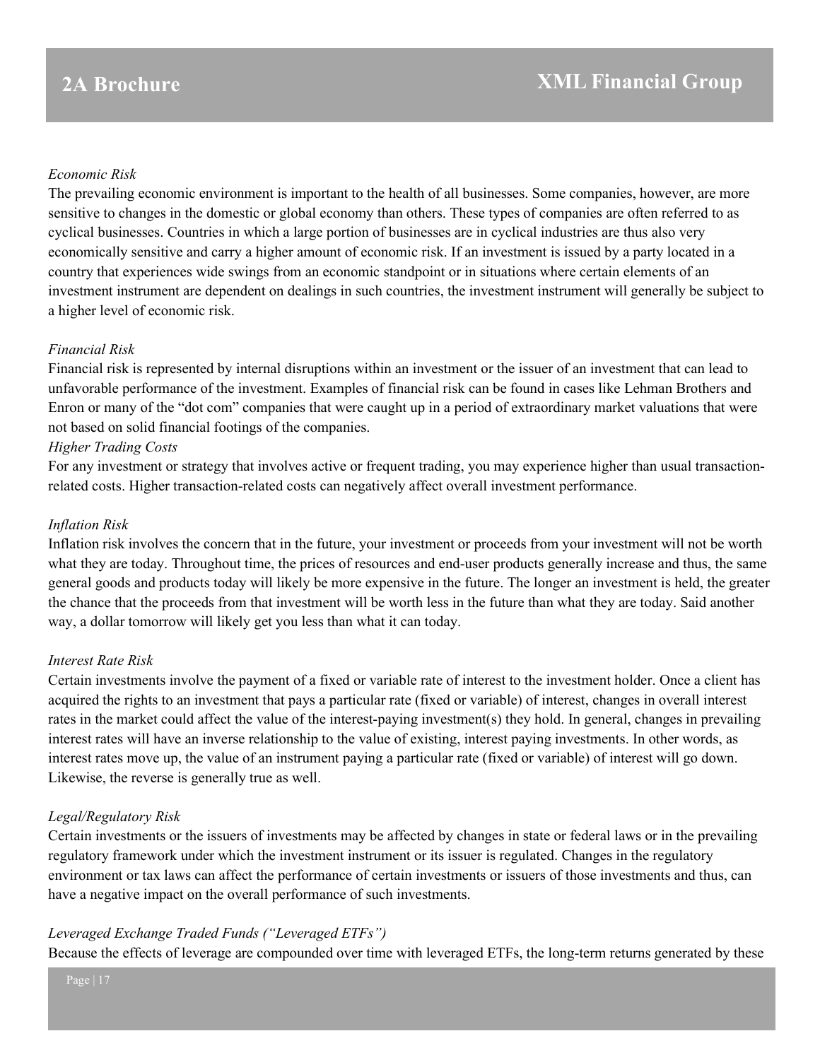*Economic Risk*

The prevailing economic environment is important to the health of all businesses. Some companies, however, are more sensitive to changes in the domestic or global economy than others. These types of companies are often referred to as cyclical businesses. Countries in which a large portion of businesses are in cyclical industries are thus also very economically sensitive and carry a higher amount of economic risk. If an investment is issued by a party located in a country that experiences wide swings from an economic standpoint or in situations where certain elements of an investment instrument are dependent on dealings in such countries, the investment instrument will generally be subject to a higher level of economic risk.

*Financial Risk*

Financial risk is represented by internal disruptions within an investment or the issuer of an investment that can lead to unfavorable performance of the investment. Examples of financial risk can be found in cases like Lehman Brothers and Enron or many of the "dot com" companies that were caught up in a period of extraordinary market valuations that were not based on solid financial footings of the companies.

*Higher Trading Costs*

For any investment or strategy that involves active or frequent trading, you may experience higher than usual transaction-related costs. Higher transaction-related costs can negatively affect overall investment performance.

*Inflation Risk*

Inflation risk involves the concern that in the future, your investment or proceeds from your investment will not be worth what they are today. Throughout time, the prices of resources and end-user products generally increase and thus, the same general goods and products today will likely be more expensive in the future. The longer an investment is held, the greater the chance that the proceeds from that investment will be worth less in the future than what they are today. Said another way, a dollar tomorrow will likely get you less than what it can today.

*Interest Rate Risk*

Certain investments involve the payment of a fixed or variable rate of interest to the investment holder. Once a client has acquired the rights to an investment that pays a particular rate (fixed or variable) of interest, changes in overall interest rates in the market could affect the value of the interest-paying investment(s) they hold. In general, changes in prevailing interest rates will have an inverse relationship to the value of existing, interest paying investments. In other words, as interest rates move up, the value of an instrument paying a particular rate (fixed or variable) of interest will go down. Likewise, the reverse is generally true as well.

*Legal/Regulatory Risk*

Certain investments or the issuers of investments may be affected by changes in state or federal laws or in the prevailing regulatory framework under which the investment instrument or its issuer is regulated. Changes in the regulatory environment or tax laws can affect the performance of certain investments or issuers of those investments and thus, can have a negative impact on the overall performance of such investments.

*Leveraged Exchange Traded Funds ("Leveraged ETFs")*

Because the effects of leverage are compounded over time with leveraged ETFs, the long-term returns generated by these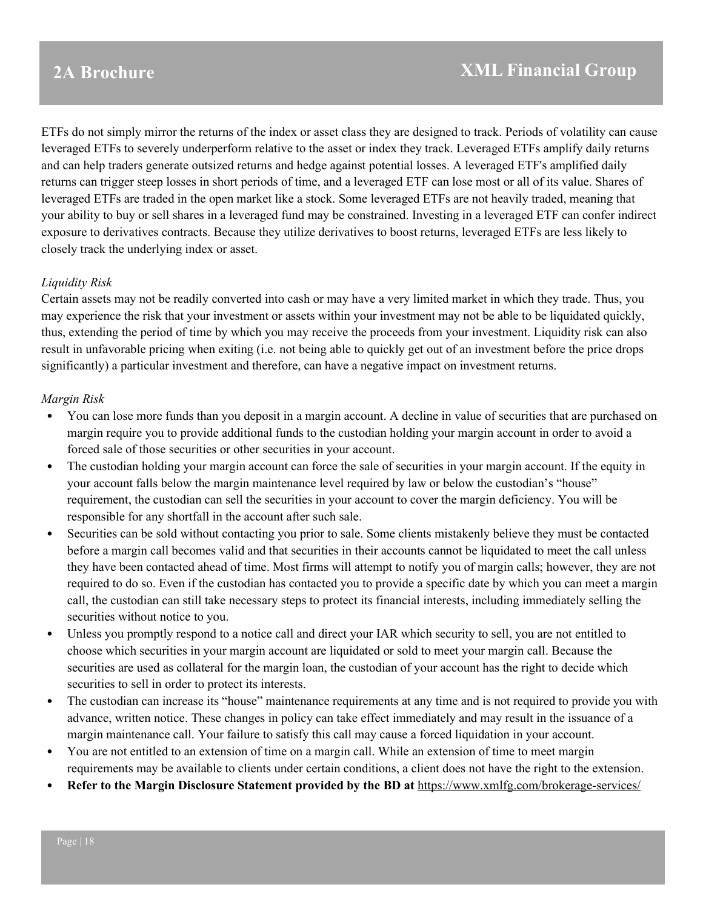ETFs do not simply mirror the returns of the index or asset class they are designed to track. Periods of volatility can cause leveraged ETFs to severely underperform relative to the asset or index they track. Leveraged ETFs amplify daily returns and can help traders generate outsized returns and hedge against potential losses. A leveraged ETF's amplified daily returns can trigger steep losses in short periods of time, and a leveraged ETF can lose most or all of its value. Shares of leveraged ETFs are traded in the open market like a stock. Some leveraged ETFs are not heavily traded, meaning that your ability to buy or sell shares in a leveraged fund may be constrained. Investing in a leveraged ETF can confer indirect exposure to derivatives contracts. Because they utilize derivatives to boost returns, leveraged ETFs are less likely to closely track the underlying index or asset.

*Liquidity Risk*

Certain assets may not be readily converted into cash or may have a very limited market in which they trade. Thus, you may experience the risk that your investment or assets within your investment may not be able to be liquidated quickly, thus, extending the period of time by which you may receive the proceeds from your investment. Liquidity risk can also result in unfavorable pricing when exiting (i.e. not being able to quickly get out of an investment before the price drops significantly) a particular investment and therefore, can have a negative impact on investment returns.

*Margin Risk*

- You can lose more funds than you deposit in a margin account. A decline in value of securities that are purchased on margin require you to provide additional funds to the custodian holding your margin account in order to avoid a forced sale of those securities or other securities in your account.
- The custodian holding your margin account can force the sale of securities in your margin account. If the equity in your account falls below the margin maintenance level required by law or below the custodian's "house" requirement, the custodian can sell the securities in your account to cover the margin deficiency. You will be responsible for any shortfall in the account after such sale.
- Securities can be sold without contacting you prior to sale. Some clients mistakenly believe they must be contacted before a margin call becomes valid and that securities in their accounts cannot be liquidated to meet the call unless they have been contacted ahead of time. Most firms will attempt to notify you of margin calls; however, they are not required to do so. Even if the custodian has contacted you to provide a specific date by which you can meet a margin call, the custodian can still take necessary steps to protect its financial interests, including immediately selling the securities without notice to you.
- Unless you promptly respond to a notice call and direct your IAR which security to sell, you are not entitled to choose which securities in your margin account are liquidated or sold to meet your margin call. Because the securities are used as collateral for the margin loan, the custodian of your account has the right to decide which securities to sell in order to protect its interests.
- The custodian can increase its "house" maintenance requirements at any time and is not required to provide you with advance, written notice. These changes in policy can take effect immediately and may result in the issuance of a margin maintenance call. Your failure to satisfy this call may cause a forced liquidation in your account.
- You are not entitled to an extension of time on a margin call. While an extension of time to meet margin requirements may be available to clients under certain conditions, a client does not have the right to the extension.
- **Refer to the Margin Disclosure Statement provided by the BD at** https://www.xmlfg.com/brokerage-services/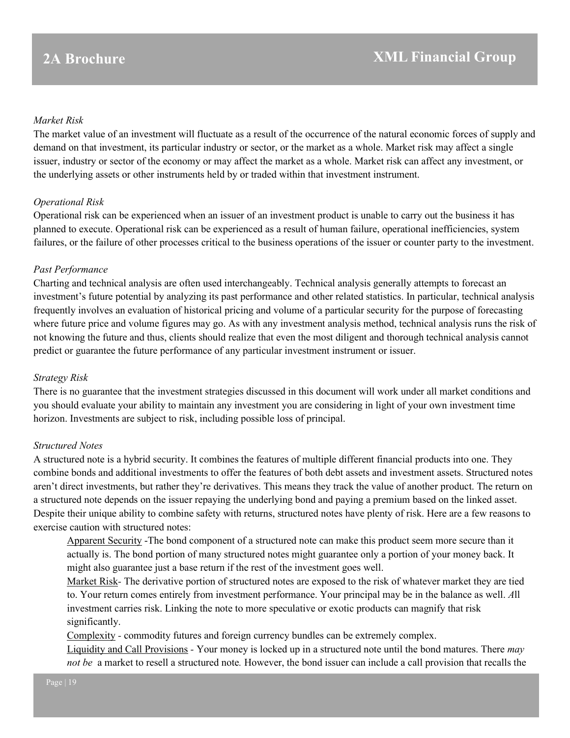*Market Risk*
The market value of an investment will fluctuate as a result of the occurrence of the natural economic forces of supply and demand on that investment, its particular industry or sector, or the market as a whole. Market risk may affect a single issuer, industry or sector of the economy or may affect the market as a whole. Market risk can affect any investment, or the underlying assets or other instruments held by or traded within that investment instrument.

*Operational Risk*
Operational risk can be experienced when an issuer of an investment product is unable to carry out the business it has planned to execute. Operational risk can be experienced as a result of human failure, operational inefficiencies, system failures, or the failure of other processes critical to the business operations of the issuer or counter party to the investment.

*Past Performance*
Charting and technical analysis are often used interchangeably. Technical analysis generally attempts to forecast an investment's future potential by analyzing its past performance and other related statistics. In particular, technical analysis frequently involves an evaluation of historical pricing and volume of a particular security for the purpose of forecasting where future price and volume figures may go. As with any investment analysis method, technical analysis runs the risk of not knowing the future and thus, clients should realize that even the most diligent and thorough technical analysis cannot predict or guarantee the future performance of any particular investment instrument or issuer.

*Strategy Risk*
There is no guarantee that the investment strategies discussed in this document will work under all market conditions and you should evaluate your ability to maintain any investment you are considering in light of your own investment time horizon. Investments are subject to risk, including possible loss of principal.

*Structured Notes*
A structured note is a hybrid security. It combines the features of multiple different financial products into one. They combine bonds and additional investments to offer the features of both debt assets and investment assets. Structured notes aren't direct investments, but rather they're derivatives. This means they track the value of another product. The return on a structured note depends on the issuer repaying the underlying bond and paying a premium based on the linked asset. Despite their unique ability to combine safety with returns, structured notes have plenty of risk. Here are a few reasons to exercise caution with structured notes:

Apparent Security -The bond component of a structured note can make this product seem more secure than it actually is. The bond portion of many structured notes might guarantee only a portion of your money back. It might also guarantee just a base return if the rest of the investment goes well.

Market Risk- The derivative portion of structured notes are exposed to the risk of whatever market they are tied to. Your return comes entirely from investment performance. Your principal may be in the balance as well. *A*ll investment carries risk. Linking the note to more speculative or exotic products can magnify that risk significantly.

Complexity - commodity futures and foreign currency bundles can be extremely complex.

Liquidity and Call Provisions - Your money is locked up in a structured note until the bond matures. There *may not be* a market to resell a structured note*.* However, the bond issuer can include a call provision that recalls the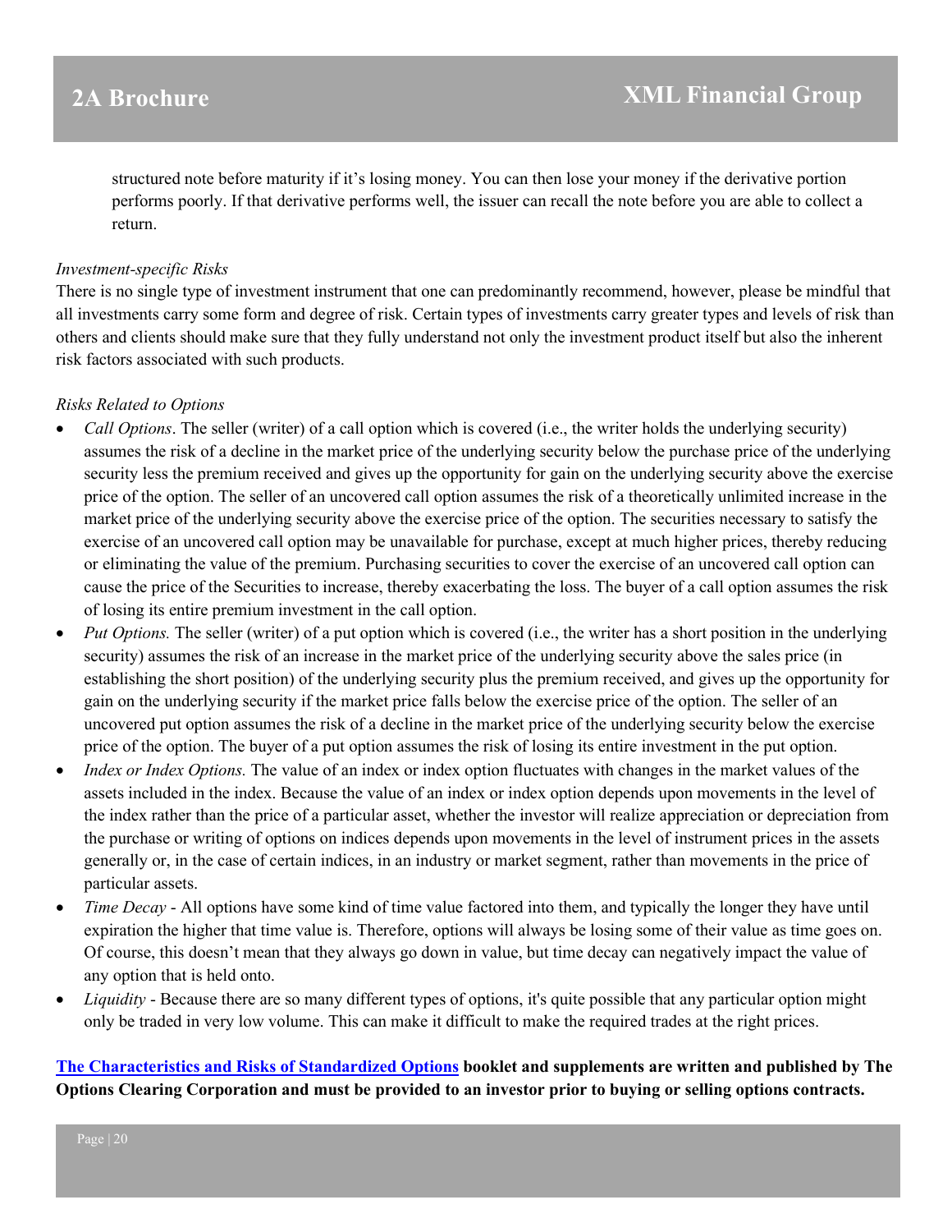structured note before maturity if it's losing money. You can then lose your money if the derivative portion performs poorly. If that derivative performs well, the issuer can recall the note before you are able to collect a return.

*Investment-specific Risks*

There is no single type of investment instrument that one can predominantly recommend, however, please be mindful that all investments carry some form and degree of risk. Certain types of investments carry greater types and levels of risk than others and clients should make sure that they fully understand not only the investment product itself but also the inherent risk factors associated with such products.

*Risks Related to Options*

- *Call Options*. The seller (writer) of a call option which is covered (i.e., the writer holds the underlying security) assumes the risk of a decline in the market price of the underlying security below the purchase price of the underlying security less the premium received and gives up the opportunity for gain on the underlying security above the exercise price of the option. The seller of an uncovered call option assumes the risk of a theoretically unlimited increase in the market price of the underlying security above the exercise price of the option. The securities necessary to satisfy the exercise of an uncovered call option may be unavailable for purchase, except at much higher prices, thereby reducing or eliminating the value of the premium. Purchasing securities to cover the exercise of an uncovered call option can cause the price of the Securities to increase, thereby exacerbating the loss. The buyer of a call option assumes the risk of losing its entire premium investment in the call option.
- *Put Options.* The seller (writer) of a put option which is covered (i.e., the writer has a short position in the underlying security) assumes the risk of an increase in the market price of the underlying security above the sales price (in establishing the short position) of the underlying security plus the premium received, and gives up the opportunity for gain on the underlying security if the market price falls below the exercise price of the option. The seller of an uncovered put option assumes the risk of a decline in the market price of the underlying security below the exercise price of the option. The buyer of a put option assumes the risk of losing its entire investment in the put option.
- *Index or Index Options.* The value of an index or index option fluctuates with changes in the market values of the assets included in the index. Because the value of an index or index option depends upon movements in the level of the index rather than the price of a particular asset, whether the investor will realize appreciation or depreciation from the purchase or writing of options on indices depends upon movements in the level of instrument prices in the assets generally or, in the case of certain indices, in an industry or market segment, rather than movements in the price of particular assets.
- *Time Decay* - All options have some kind of time value factored into them, and typically the longer they have until expiration the higher that time value is. Therefore, options will always be losing some of their value as time goes on. Of course, this doesn't mean that they always go down in value, but time decay can negatively impact the value of any option that is held onto.
- *Liquidity* - Because there are so many different types of options, it's quite possible that any particular option might only be traded in very low volume. This can make it difficult to make the required trades at the right prices.

**The Characteristics and Risks of Standardized Options booklet and supplements are written and published by The Options Clearing Corporation and must be provided to an investor prior to buying or selling options contracts.**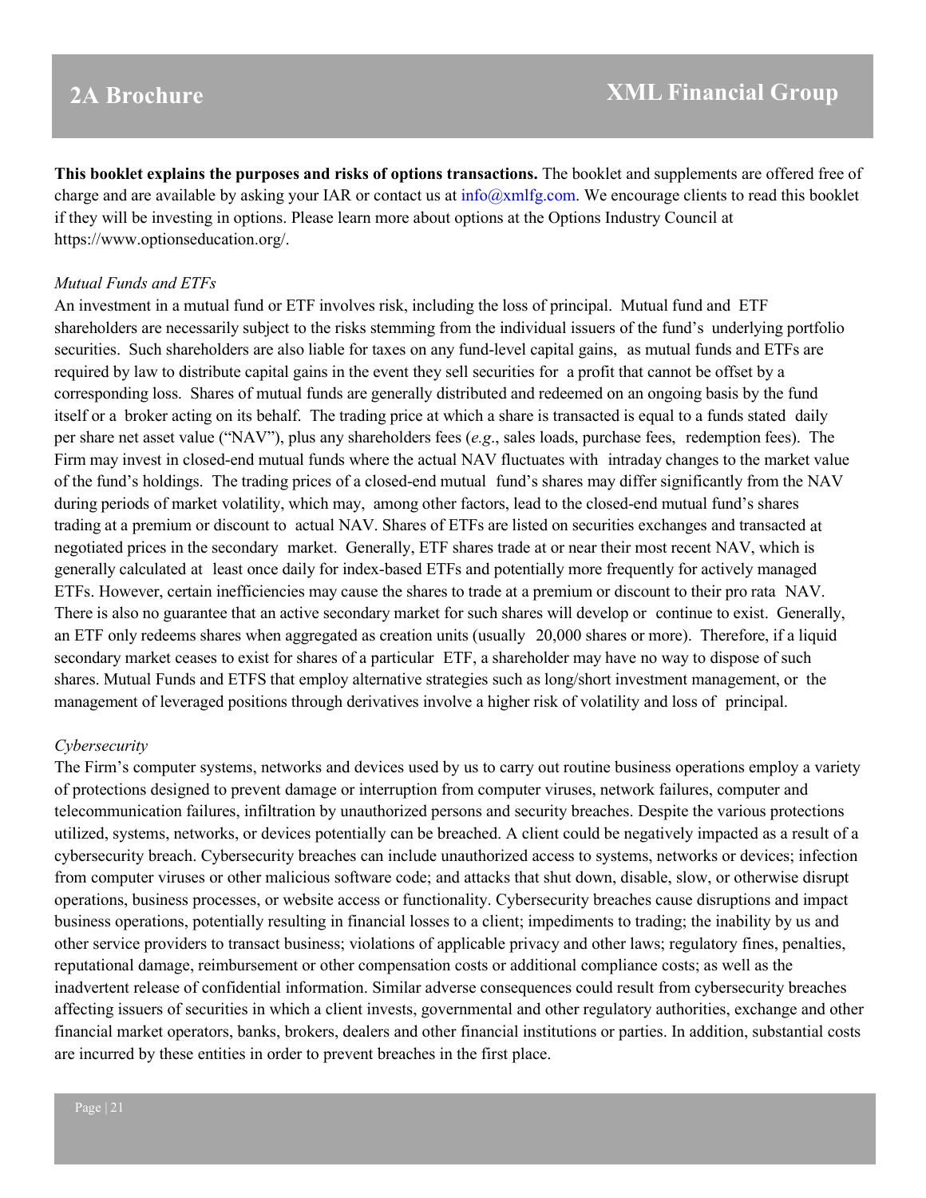**This booklet explains the purposes and risks of options transactions.** The booklet and supplements are offered free of charge and are available by asking your IAR or contact us at info@xmlfg.com. We encourage clients to read this booklet if they will be investing in options. Please learn more about options at the Options Industry Council at https://www.optionseducation.org/.

*Mutual Funds and ETFs*

An investment in a mutual fund or ETF involves risk, including the loss of principal. Mutual fund and ETF shareholders are necessarily subject to the risks stemming from the individual issuers of the fund's underlying portfolio securities. Such shareholders are also liable for taxes on any fund-level capital gains, as mutual funds and ETFs are required by law to distribute capital gains in the event they sell securities for a profit that cannot be offset by a corresponding loss. Shares of mutual funds are generally distributed and redeemed on an ongoing basis by the fund itself or a broker acting on its behalf. The trading price at which a share is transacted is equal to a funds stated daily per share net asset value ("NAV"), plus any shareholders fees (*e.g*., sales loads, purchase fees, redemption fees). The Firm may invest in closed-end mutual funds where the actual NAV fluctuates with intraday changes to the market value of the fund's holdings. The trading prices of a closed-end mutual fund's shares may differ significantly from the NAV during periods of market volatility, which may, among other factors, lead to the closed-end mutual fund's shares trading at a premium or discount to actual NAV. Shares of ETFs are listed on securities exchanges and transacted at negotiated prices in the secondary market. Generally, ETF shares trade at or near their most recent NAV, which is generally calculated at least once daily for index-based ETFs and potentially more frequently for actively managed ETFs. However, certain inefficiencies may cause the shares to trade at a premium or discount to their pro rata NAV. There is also no guarantee that an active secondary market for such shares will develop or continue to exist. Generally, an ETF only redeems shares when aggregated as creation units (usually 20,000 shares or more). Therefore, if a liquid secondary market ceases to exist for shares of a particular ETF, a shareholder may have no way to dispose of such shares. Mutual Funds and ETFS that employ alternative strategies such as long/short investment management, or the management of leveraged positions through derivatives involve a higher risk of volatility and loss of principal.

*Cybersecurity*

The Firm's computer systems, networks and devices used by us to carry out routine business operations employ a variety of protections designed to prevent damage or interruption from computer viruses, network failures, computer and telecommunication failures, infiltration by unauthorized persons and security breaches. Despite the various protections utilized, systems, networks, or devices potentially can be breached. A client could be negatively impacted as a result of a cybersecurity breach. Cybersecurity breaches can include unauthorized access to systems, networks or devices; infection from computer viruses or other malicious software code; and attacks that shut down, disable, slow, or otherwise disrupt operations, business processes, or website access or functionality. Cybersecurity breaches cause disruptions and impact business operations, potentially resulting in financial losses to a client; impediments to trading; the inability by us and other service providers to transact business; violations of applicable privacy and other laws; regulatory fines, penalties, reputational damage, reimbursement or other compensation costs or additional compliance costs; as well as the inadvertent release of confidential information. Similar adverse consequences could result from cybersecurity breaches affecting issuers of securities in which a client invests, governmental and other regulatory authorities, exchange and other financial market operators, banks, brokers, dealers and other financial institutions or parties. In addition, substantial costs are incurred by these entities in order to prevent breaches in the first place.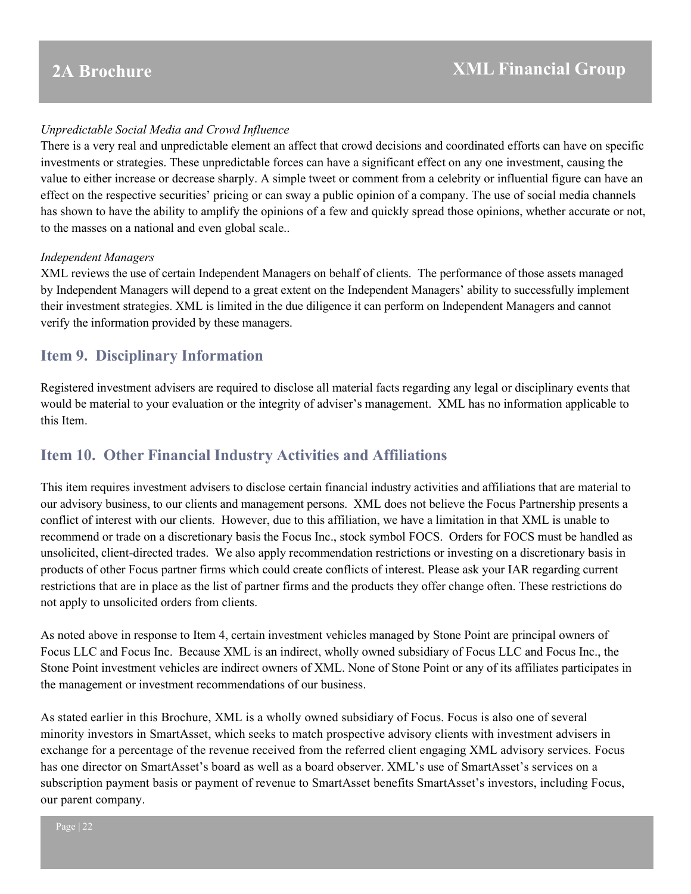*Unpredictable Social Media and Crowd Influence*

There is a very real and unpredictable element an affect that crowd decisions and coordinated efforts can have on specific investments or strategies. These unpredictable forces can have a significant effect on any one investment, causing the value to either increase or decrease sharply. A simple tweet or comment from a celebrity or influential figure can have an effect on the respective securities' pricing or can sway a public opinion of a company. The use of social media channels has shown to have the ability to amplify the opinions of a few and quickly spread those opinions, whether accurate or not, to the masses on a national and even global scale..

*Independent Managers*

XML reviews the use of certain Independent Managers on behalf of clients. The performance of those assets managed by Independent Managers will depend to a great extent on the Independent Managers' ability to successfully implement their investment strategies. XML is limited in the due diligence it can perform on Independent Managers and cannot verify the information provided by these managers.

## Item 9. Disciplinary Information

Registered investment advisers are required to disclose all material facts regarding any legal or disciplinary events that would be material to your evaluation or the integrity of adviser's management. XML has no information applicable to this Item.

## Item 10. Other Financial Industry Activities and Affiliations

This item requires investment advisers to disclose certain financial industry activities and affiliations that are material to our advisory business, to our clients and management persons. XML does not believe the Focus Partnership presents a conflict of interest with our clients. However, due to this affiliation, we have a limitation in that XML is unable to recommend or trade on a discretionary basis the Focus Inc., stock symbol FOCS. Orders for FOCS must be handled as unsolicited, client-directed trades. We also apply recommendation restrictions or investing on a discretionary basis in products of other Focus partner firms which could create conflicts of interest. Please ask your IAR regarding current restrictions that are in place as the list of partner firms and the products they offer change often. These restrictions do not apply to unsolicited orders from clients.

As noted above in response to Item 4, certain investment vehicles managed by Stone Point are principal owners of Focus LLC and Focus Inc. Because XML is an indirect, wholly owned subsidiary of Focus LLC and Focus Inc., the Stone Point investment vehicles are indirect owners of XML. None of Stone Point or any of its affiliates participates in the management or investment recommendations of our business.

As stated earlier in this Brochure, XML is a wholly owned subsidiary of Focus. Focus is also one of several minority investors in SmartAsset, which seeks to match prospective advisory clients with investment advisers in exchange for a percentage of the revenue received from the referred client engaging XML advisory services. Focus has one director on SmartAsset's board as well as a board observer. XML's use of SmartAsset's services on a subscription payment basis or payment of revenue to SmartAsset benefits SmartAsset's investors, including Focus, our parent company.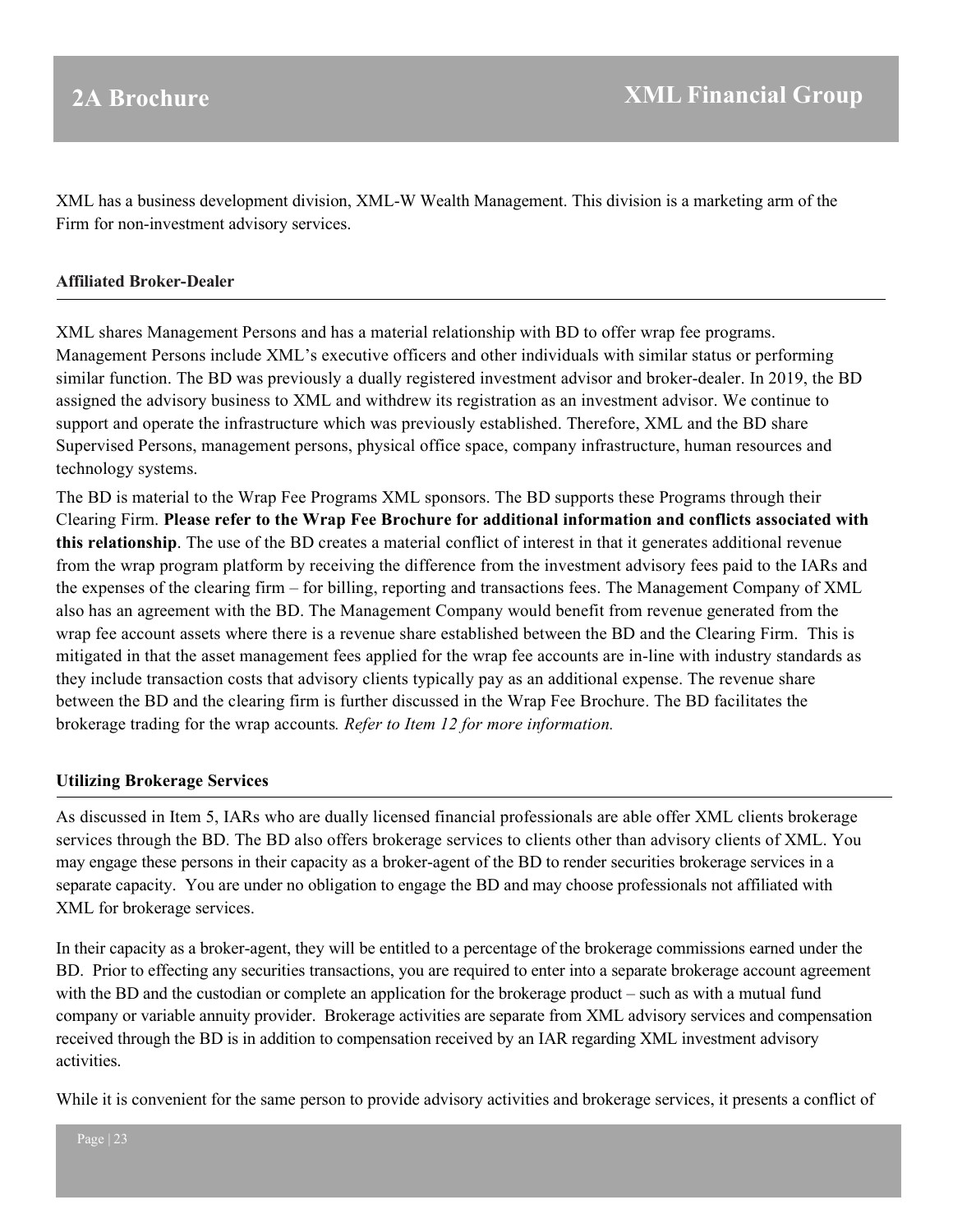XML has a business development division, XML-W Wealth Management. This division is a marketing arm of the Firm for non-investment advisory services.

### Affiliated Broker-Dealer

XML shares Management Persons and has a material relationship with BD to offer wrap fee programs. Management Persons include XML's executive officers and other individuals with similar status or performing similar function. The BD was previously a dually registered investment advisor and broker-dealer. In 2019, the BD assigned the advisory business to XML and withdrew its registration as an investment advisor. We continue to support and operate the infrastructure which was previously established. Therefore, XML and the BD share Supervised Persons, management persons, physical office space, company infrastructure, human resources and technology systems.

The BD is material to the Wrap Fee Programs XML sponsors. The BD supports these Programs through their Clearing Firm. **Please refer to the Wrap Fee Brochure for additional information and conflicts associated with this relationship**. The use of the BD creates a material conflict of interest in that it generates additional revenue from the wrap program platform by receiving the difference from the investment advisory fees paid to the IARs and the expenses of the clearing firm – for billing, reporting and transactions fees. The Management Company of XML also has an agreement with the BD. The Management Company would benefit from revenue generated from the wrap fee account assets where there is a revenue share established between the BD and the Clearing Firm. This is mitigated in that the asset management fees applied for the wrap fee accounts are in-line with industry standards as they include transaction costs that advisory clients typically pay as an additional expense. The revenue share between the BD and the clearing firm is further discussed in the Wrap Fee Brochure. The BD facilitates the brokerage trading for the wrap accounts. *Refer to Item 12 for more information.*

### Utilizing Brokerage Services

As discussed in Item 5, IARs who are dually licensed financial professionals are able offer XML clients brokerage services through the BD. The BD also offers brokerage services to clients other than advisory clients of XML. You may engage these persons in their capacity as a broker-agent of the BD to render securities brokerage services in a separate capacity. You are under no obligation to engage the BD and may choose professionals not affiliated with XML for brokerage services.

In their capacity as a broker-agent, they will be entitled to a percentage of the brokerage commissions earned under the BD. Prior to effecting any securities transactions, you are required to enter into a separate brokerage account agreement with the BD and the custodian or complete an application for the brokerage product – such as with a mutual fund company or variable annuity provider. Brokerage activities are separate from XML advisory services and compensation received through the BD is in addition to compensation received by an IAR regarding XML investment advisory activities.

While it is convenient for the same person to provide advisory activities and brokerage services, it presents a conflict of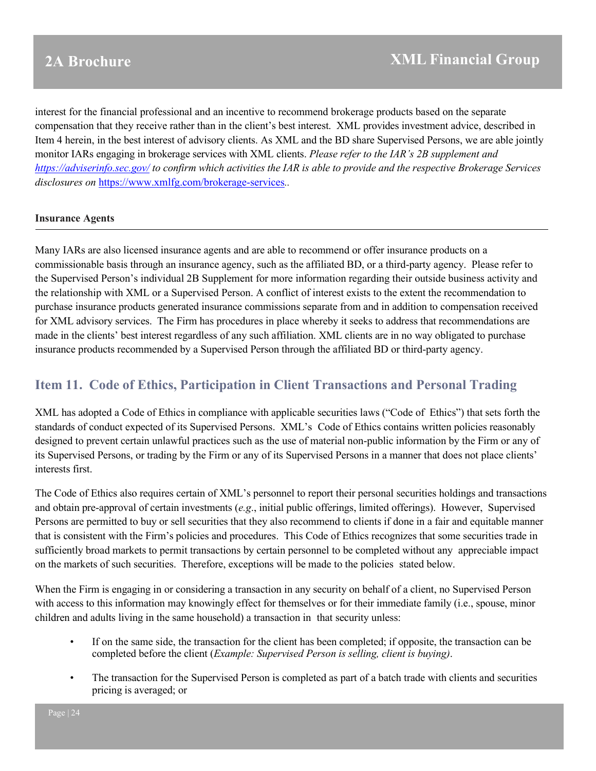interest for the financial professional and an incentive to recommend brokerage products based on the separate compensation that they receive rather than in the client's best interest. XML provides investment advice, described in Item 4 herein, in the best interest of advisory clients. As XML and the BD share Supervised Persons, we are able jointly monitor IARs engaging in brokerage services with XML clients. *Please refer to the IAR's 2B supplement and [https://adviserinfo.sec.gov/](https://adviserinfo.sec.gov/) to confirm which activities the IAR is able to provide and the respective Brokerage Services disclosures on* [https://www.xmlfg.com/brokerage-services](https://www.xmlfg.com/brokerage-services)..

**Insurance Agents**

Many IARs are also licensed insurance agents and are able to recommend or offer insurance products on a commissionable basis through an insurance agency, such as the affiliated BD, or a third-party agency. Please refer to the Supervised Person's individual 2B Supplement for more information regarding their outside business activity and the relationship with XML or a Supervised Person. A conflict of interest exists to the extent the recommendation to purchase insurance products generated insurance commissions separate from and in addition to compensation received for XML advisory services. The Firm has procedures in place whereby it seeks to address that recommendations are made in the clients' best interest regardless of any such affiliation. XML clients are in no way obligated to purchase insurance products recommended by a Supervised Person through the affiliated BD or third-party agency.

## Item 11. Code of Ethics, Participation in Client Transactions and Personal Trading

XML has adopted a Code of Ethics in compliance with applicable securities laws ("Code of Ethics") that sets forth the standards of conduct expected of its Supervised Persons. XML's Code of Ethics contains written policies reasonably designed to prevent certain unlawful practices such as the use of material non-public information by the Firm or any of its Supervised Persons, or trading by the Firm or any of its Supervised Persons in a manner that does not place clients' interests first.

The Code of Ethics also requires certain of XML's personnel to report their personal securities holdings and transactions and obtain pre-approval of certain investments (*e.g*., initial public offerings, limited offerings). However, Supervised Persons are permitted to buy or sell securities that they also recommend to clients if done in a fair and equitable manner that is consistent with the Firm's policies and procedures. This Code of Ethics recognizes that some securities trade in sufficiently broad markets to permit transactions by certain personnel to be completed without any appreciable impact on the markets of such securities. Therefore, exceptions will be made to the policies stated below.

When the Firm is engaging in or considering a transaction in any security on behalf of a client, no Supervised Person with access to this information may knowingly effect for themselves or for their immediate family (i.e., spouse, minor children and adults living in the same household) a transaction in that security unless:

- If on the same side, the transaction for the client has been completed; if opposite, the transaction can be completed before the client (*Example: Supervised Person is selling, client is buying)*.
- The transaction for the Supervised Person is completed as part of a batch trade with clients and securities pricing is averaged; or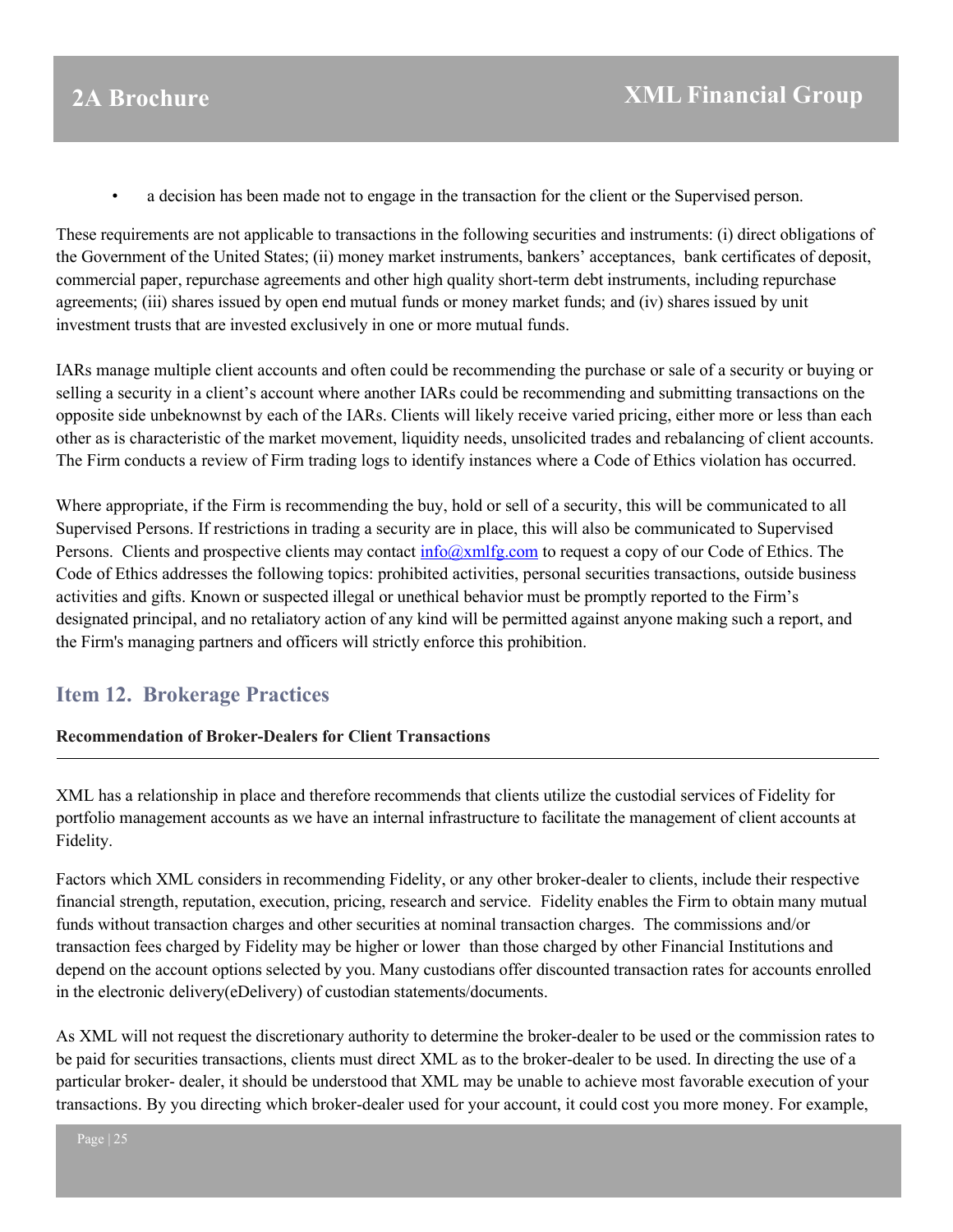- a decision has been made not to engage in the transaction for the client or the Supervised person.

These requirements are not applicable to transactions in the following securities and instruments: (i) direct obligations of the Government of the United States; (ii) money market instruments, bankers' acceptances, bank certificates of deposit, commercial paper, repurchase agreements and other high quality short-term debt instruments, including repurchase agreements; (iii) shares issued by open end mutual funds or money market funds; and (iv) shares issued by unit investment trusts that are invested exclusively in one or more mutual funds.

IARs manage multiple client accounts and often could be recommending the purchase or sale of a security or buying or selling a security in a client's account where another IARs could be recommending and submitting transactions on the opposite side unbeknownst by each of the IARs. Clients will likely receive varied pricing, either more or less than each other as is characteristic of the market movement, liquidity needs, unsolicited trades and rebalancing of client accounts. The Firm conducts a review of Firm trading logs to identify instances where a Code of Ethics violation has occurred.

Where appropriate, if the Firm is recommending the buy, hold or sell of a security, this will be communicated to all Supervised Persons. If restrictions in trading a security are in place, this will also be communicated to Supervised Persons. Clients and prospective clients may contact info@xmlfg.com to request a copy of our Code of Ethics. The Code of Ethics addresses the following topics: prohibited activities, personal securities transactions, outside business activities and gifts. Known or suspected illegal or unethical behavior must be promptly reported to the Firm's designated principal, and no retaliatory action of any kind will be permitted against anyone making such a report, and the Firm's managing partners and officers will strictly enforce this prohibition.

## Item 12. Brokerage Practices

**Recommendation of Broker-Dealers for Client Transactions**

XML has a relationship in place and therefore recommends that clients utilize the custodial services of Fidelity for portfolio management accounts as we have an internal infrastructure to facilitate the management of client accounts at Fidelity.

Factors which XML considers in recommending Fidelity, or any other broker-dealer to clients, include their respective financial strength, reputation, execution, pricing, research and service. Fidelity enables the Firm to obtain many mutual funds without transaction charges and other securities at nominal transaction charges. The commissions and/or transaction fees charged by Fidelity may be higher or lower than those charged by other Financial Institutions and depend on the account options selected by you. Many custodians offer discounted transaction rates for accounts enrolled in the electronic delivery(eDelivery) of custodian statements/documents.

As XML will not request the discretionary authority to determine the broker-dealer to be used or the commission rates to be paid for securities transactions, clients must direct XML as to the broker-dealer to be used. In directing the use of a particular broker- dealer, it should be understood that XML may be unable to achieve most favorable execution of your transactions. By you directing which broker-dealer used for your account, it could cost you more money. For example,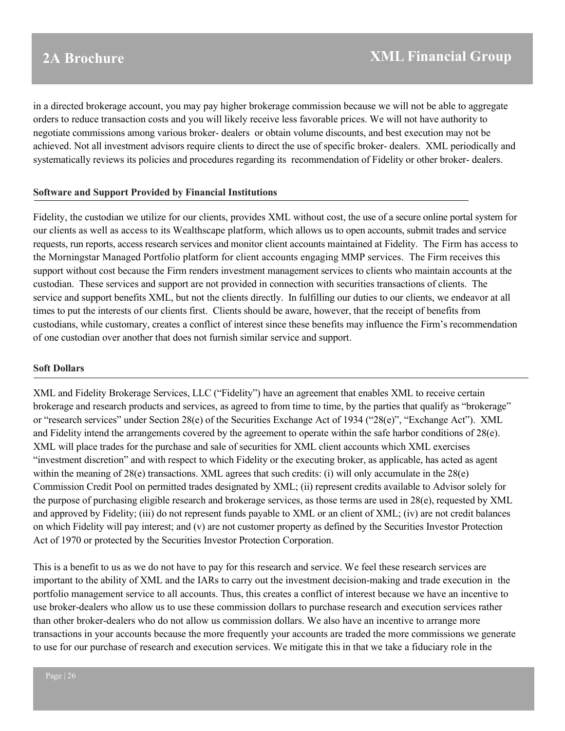in a directed brokerage account, you may pay higher brokerage commission because we will not be able to aggregate orders to reduce transaction costs and you will likely receive less favorable prices. We will not have authority to negotiate commissions among various broker- dealers or obtain volume discounts, and best execution may not be achieved. Not all investment advisors require clients to direct the use of specific broker- dealers. XML periodically and systematically reviews its policies and procedures regarding its recommendation of Fidelity or other broker- dealers.

**Software and Support Provided by Financial Institutions**

Fidelity, the custodian we utilize for our clients, provides XML without cost, the use of a secure online portal system for our clients as well as access to its Wealthscape platform, which allows us to open accounts, submit trades and service requests, run reports, access research services and monitor client accounts maintained at Fidelity. The Firm has access to the Morningstar Managed Portfolio platform for client accounts engaging MMP services. The Firm receives this support without cost because the Firm renders investment management services to clients who maintain accounts at the custodian. These services and support are not provided in connection with securities transactions of clients. The service and support benefits XML, but not the clients directly. In fulfilling our duties to our clients, we endeavor at all times to put the interests of our clients first. Clients should be aware, however, that the receipt of benefits from custodians, while customary, creates a conflict of interest since these benefits may influence the Firm's recommendation of one custodian over another that does not furnish similar service and support.

**Soft Dollars**

XML and Fidelity Brokerage Services, LLC ("Fidelity") have an agreement that enables XML to receive certain brokerage and research products and services, as agreed to from time to time, by the parties that qualify as "brokerage" or "research services" under Section 28(e) of the Securities Exchange Act of 1934 ("28(e)", "Exchange Act"). XML and Fidelity intend the arrangements covered by the agreement to operate within the safe harbor conditions of 28(e). XML will place trades for the purchase and sale of securities for XML client accounts which XML exercises "investment discretion" and with respect to which Fidelity or the executing broker, as applicable, has acted as agent within the meaning of 28(e) transactions. XML agrees that such credits: (i) will only accumulate in the 28(e) Commission Credit Pool on permitted trades designated by XML; (ii) represent credits available to Advisor solely for the purpose of purchasing eligible research and brokerage services, as those terms are used in 28(e), requested by XML and approved by Fidelity; (iii) do not represent funds payable to XML or an client of XML; (iv) are not credit balances on which Fidelity will pay interest; and (v) are not customer property as defined by the Securities Investor Protection Act of 1970 or protected by the Securities Investor Protection Corporation.

This is a benefit to us as we do not have to pay for this research and service. We feel these research services are important to the ability of XML and the IARs to carry out the investment decision-making and trade execution in the portfolio management service to all accounts. Thus, this creates a conflict of interest because we have an incentive to use broker-dealers who allow us to use these commission dollars to purchase research and execution services rather than other broker-dealers who do not allow us commission dollars. We also have an incentive to arrange more transactions in your accounts because the more frequently your accounts are traded the more commissions we generate to use for our purchase of research and execution services. We mitigate this in that we take a fiduciary role in the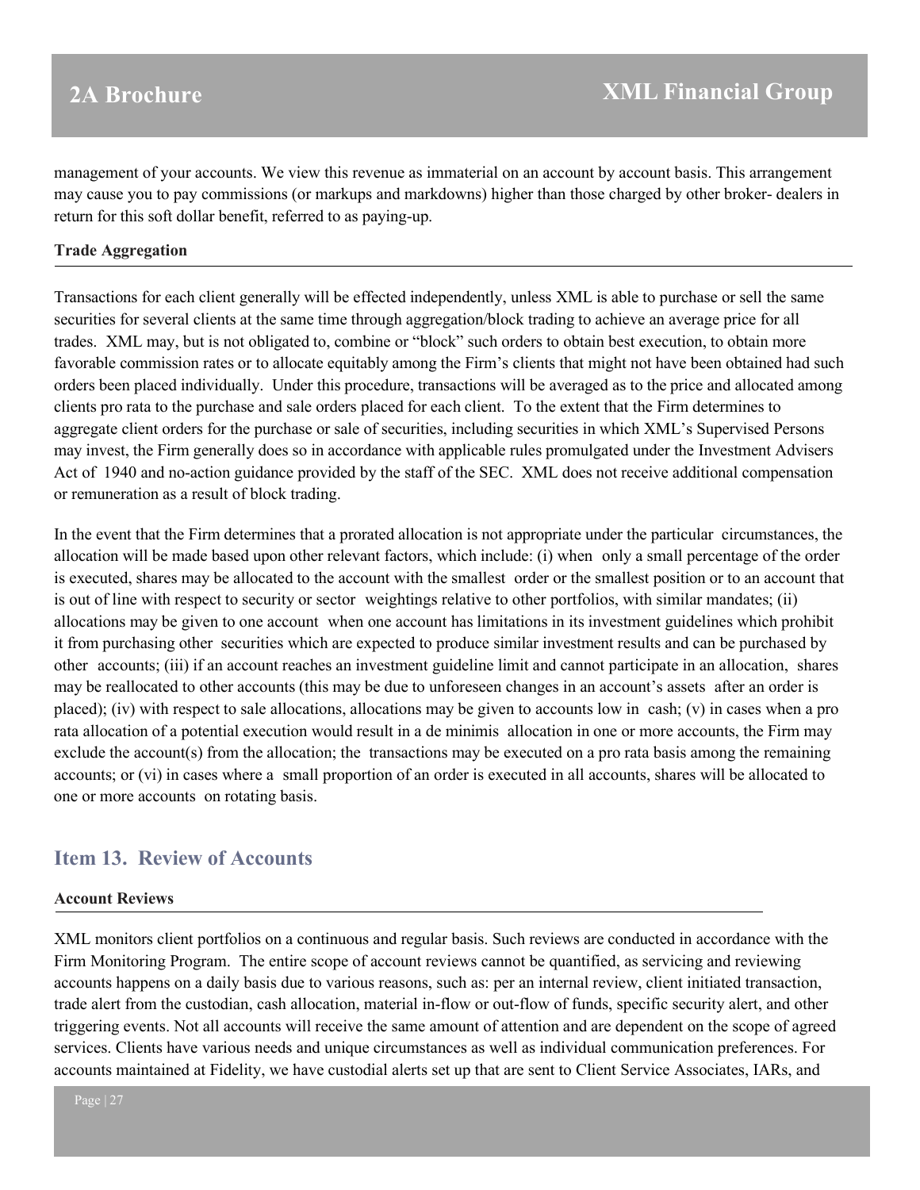management of your accounts. We view this revenue as immaterial on an account by account basis. This arrangement may cause you to pay commissions (or markups and markdowns) higher than those charged by other broker- dealers in return for this soft dollar benefit, referred to as paying-up.

**Trade Aggregation**

Transactions for each client generally will be effected independently, unless XML is able to purchase or sell the same securities for several clients at the same time through aggregation/block trading to achieve an average price for all trades. XML may, but is not obligated to, combine or "block" such orders to obtain best execution, to obtain more favorable commission rates or to allocate equitably among the Firm's clients that might not have been obtained had such orders been placed individually. Under this procedure, transactions will be averaged as to the price and allocated among clients pro rata to the purchase and sale orders placed for each client. To the extent that the Firm determines to aggregate client orders for the purchase or sale of securities, including securities in which XML's Supervised Persons may invest, the Firm generally does so in accordance with applicable rules promulgated under the Investment Advisers Act of 1940 and no-action guidance provided by the staff of the SEC. XML does not receive additional compensation or remuneration as a result of block trading.

In the event that the Firm determines that a prorated allocation is not appropriate under the particular circumstances, the allocation will be made based upon other relevant factors, which include: (i) when only a small percentage of the order is executed, shares may be allocated to the account with the smallest order or the smallest position or to an account that is out of line with respect to security or sector weightings relative to other portfolios, with similar mandates; (ii) allocations may be given to one account when one account has limitations in its investment guidelines which prohibit it from purchasing other securities which are expected to produce similar investment results and can be purchased by other accounts; (iii) if an account reaches an investment guideline limit and cannot participate in an allocation, shares may be reallocated to other accounts (this may be due to unforeseen changes in an account's assets after an order is placed); (iv) with respect to sale allocations, allocations may be given to accounts low in cash; (v) in cases when a pro rata allocation of a potential execution would result in a de minimis allocation in one or more accounts, the Firm may exclude the account(s) from the allocation; the transactions may be executed on a pro rata basis among the remaining accounts; or (vi) in cases where a small proportion of an order is executed in all accounts, shares will be allocated to one or more accounts on rotating basis.

## Item 13. Review of Accounts

**Account Reviews**

XML monitors client portfolios on a continuous and regular basis. Such reviews are conducted in accordance with the Firm Monitoring Program. The entire scope of account reviews cannot be quantified, as servicing and reviewing accounts happens on a daily basis due to various reasons, such as: per an internal review, client initiated transaction, trade alert from the custodian, cash allocation, material in-flow or out-flow of funds, specific security alert, and other triggering events. Not all accounts will receive the same amount of attention and are dependent on the scope of agreed services. Clients have various needs and unique circumstances as well as individual communication preferences. For accounts maintained at Fidelity, we have custodial alerts set up that are sent to Client Service Associates, IARs, and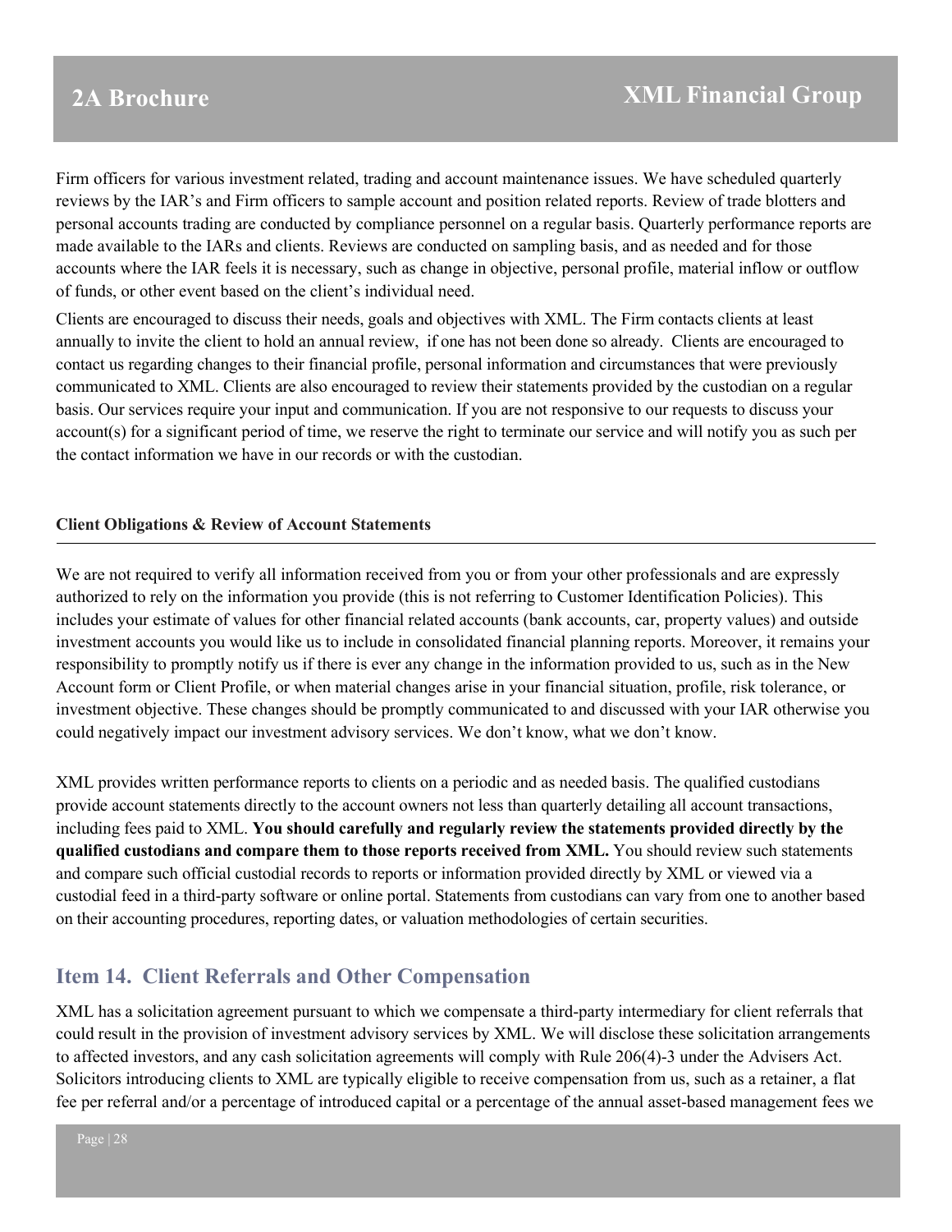Firm officers for various investment related, trading and account maintenance issues. We have scheduled quarterly reviews by the IAR's and Firm officers to sample account and position related reports. Review of trade blotters and personal accounts trading are conducted by compliance personnel on a regular basis. Quarterly performance reports are made available to the IARs and clients. Reviews are conducted on sampling basis, and as needed and for those accounts where the IAR feels it is necessary, such as change in objective, personal profile, material inflow or outflow of funds, or other event based on the client's individual need.

Clients are encouraged to discuss their needs, goals and objectives with XML. The Firm contacts clients at least annually to invite the client to hold an annual review, if one has not been done so already. Clients are encouraged to contact us regarding changes to their financial profile, personal information and circumstances that were previously communicated to XML. Clients are also encouraged to review their statements provided by the custodian on a regular basis. Our services require your input and communication. If you are not responsive to our requests to discuss your account(s) for a significant period of time, we reserve the right to terminate our service and will notify you as such per the contact information we have in our records or with the custodian.

#### Client Obligations & Review of Account Statements

We are not required to verify all information received from you or from your other professionals and are expressly authorized to rely on the information you provide (this is not referring to Customer Identification Policies). This includes your estimate of values for other financial related accounts (bank accounts, car, property values) and outside investment accounts you would like us to include in consolidated financial planning reports. Moreover, it remains your responsibility to promptly notify us if there is ever any change in the information provided to us, such as in the New Account form or Client Profile, or when material changes arise in your financial situation, profile, risk tolerance, or investment objective. These changes should be promptly communicated to and discussed with your IAR otherwise you could negatively impact our investment advisory services. We don't know, what we don't know.

XML provides written performance reports to clients on a periodic and as needed basis. The qualified custodians provide account statements directly to the account owners not less than quarterly detailing all account transactions, including fees paid to XML. **You should carefully and regularly review the statements provided directly by the qualified custodians and compare them to those reports received from XML.** You should review such statements and compare such official custodial records to reports or information provided directly by XML or viewed via a custodial feed in a third-party software or online portal. Statements from custodians can vary from one to another based on their accounting procedures, reporting dates, or valuation methodologies of certain securities.

## Item 14. Client Referrals and Other Compensation

XML has a solicitation agreement pursuant to which we compensate a third-party intermediary for client referrals that could result in the provision of investment advisory services by XML. We will disclose these solicitation arrangements to affected investors, and any cash solicitation agreements will comply with Rule 206(4)-3 under the Advisers Act. Solicitors introducing clients to XML are typically eligible to receive compensation from us, such as a retainer, a flat fee per referral and/or a percentage of introduced capital or a percentage of the annual asset-based management fees we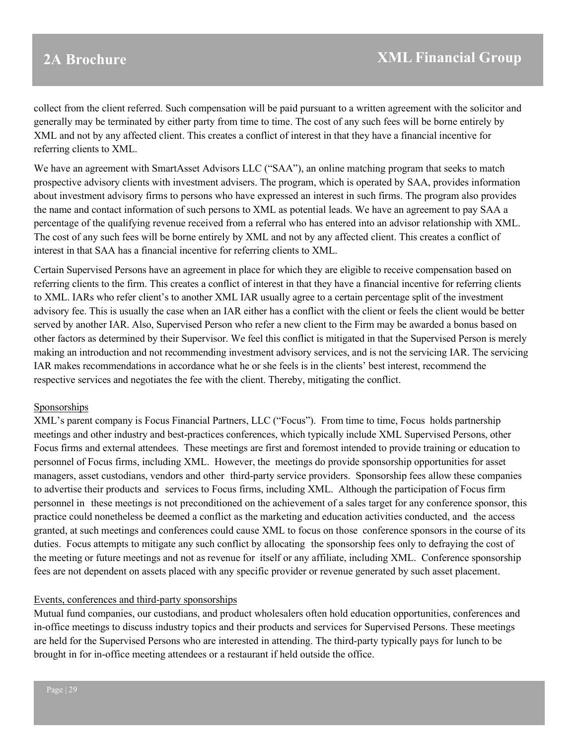collect from the client referred. Such compensation will be paid pursuant to a written agreement with the solicitor and generally may be terminated by either party from time to time. The cost of any such fees will be borne entirely by XML and not by any affected client. This creates a conflict of interest in that they have a financial incentive for referring clients to XML.

We have an agreement with SmartAsset Advisors LLC ("SAA"), an online matching program that seeks to match prospective advisory clients with investment advisers. The program, which is operated by SAA, provides information about investment advisory firms to persons who have expressed an interest in such firms. The program also provides the name and contact information of such persons to XML as potential leads. We have an agreement to pay SAA a percentage of the qualifying revenue received from a referral who has entered into an advisor relationship with XML. The cost of any such fees will be borne entirely by XML and not by any affected client. This creates a conflict of interest in that SAA has a financial incentive for referring clients to XML.

Certain Supervised Persons have an agreement in place for which they are eligible to receive compensation based on referring clients to the firm. This creates a conflict of interest in that they have a financial incentive for referring clients to XML. IARs who refer client's to another XML IAR usually agree to a certain percentage split of the investment advisory fee. This is usually the case when an IAR either has a conflict with the client or feels the client would be better served by another IAR. Also, Supervised Person who refer a new client to the Firm may be awarded a bonus based on other factors as determined by their Supervisor. We feel this conflict is mitigated in that the Supervised Person is merely making an introduction and not recommending investment advisory services, and is not the servicing IAR. The servicing IAR makes recommendations in accordance what he or she feels is in the clients' best interest, recommend the respective services and negotiates the fee with the client. Thereby, mitigating the conflict.

Sponsorships

XML's parent company is Focus Financial Partners, LLC ("Focus"). From time to time, Focus holds partnership meetings and other industry and best-practices conferences, which typically include XML Supervised Persons, other Focus firms and external attendees. These meetings are first and foremost intended to provide training or education to personnel of Focus firms, including XML. However, the meetings do provide sponsorship opportunities for asset managers, asset custodians, vendors and other third-party service providers. Sponsorship fees allow these companies to advertise their products and services to Focus firms, including XML. Although the participation of Focus firm personnel in these meetings is not preconditioned on the achievement of a sales target for any conference sponsor, this practice could nonetheless be deemed a conflict as the marketing and education activities conducted, and the access granted, at such meetings and conferences could cause XML to focus on those conference sponsors in the course of its duties. Focus attempts to mitigate any such conflict by allocating the sponsorship fees only to defraying the cost of the meeting or future meetings and not as revenue for itself or any affiliate, including XML. Conference sponsorship fees are not dependent on assets placed with any specific provider or revenue generated by such asset placement.

Events, conferences and third-party sponsorships

Mutual fund companies, our custodians, and product wholesalers often hold education opportunities, conferences and in-office meetings to discuss industry topics and their products and services for Supervised Persons. These meetings are held for the Supervised Persons who are interested in attending. The third-party typically pays for lunch to be brought in for in-office meeting attendees or a restaurant if held outside the office.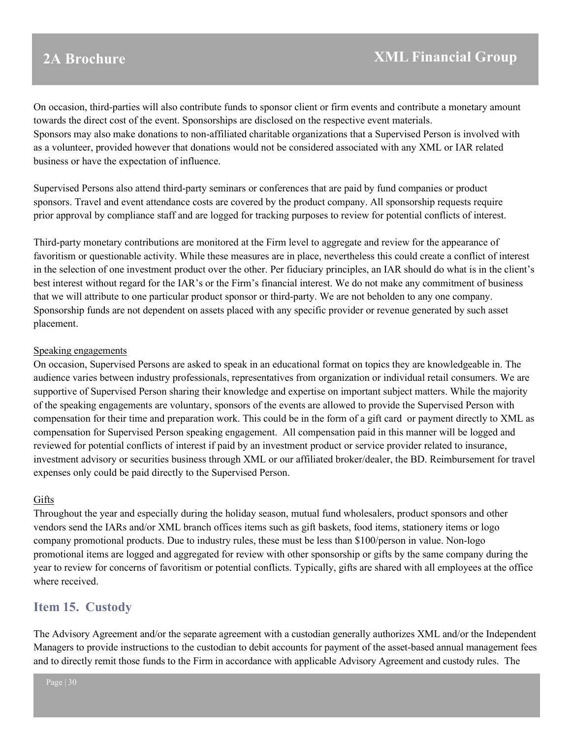On occasion, third-parties will also contribute funds to sponsor client or firm events and contribute a monetary amount towards the direct cost of the event. Sponsorships are disclosed on the respective event materials.
Sponsors may also make donations to non-affiliated charitable organizations that a Supervised Person is involved with as a volunteer, provided however that donations would not be considered associated with any XML or IAR related business or have the expectation of influence.

Supervised Persons also attend third-party seminars or conferences that are paid by fund companies or product sponsors. Travel and event attendance costs are covered by the product company. All sponsorship requests require prior approval by compliance staff and are logged for tracking purposes to review for potential conflicts of interest.

Third-party monetary contributions are monitored at the Firm level to aggregate and review for the appearance of favoritism or questionable activity. While these measures are in place, nevertheless this could create a conflict of interest in the selection of one investment product over the other. Per fiduciary principles, an IAR should do what is in the client's best interest without regard for the IAR's or the Firm's financial interest. We do not make any commitment of business that we will attribute to one particular product sponsor or third-party. We are not beholden to any one company. Sponsorship funds are not dependent on assets placed with any specific provider or revenue generated by such asset placement.

Speaking engagements

On occasion, Supervised Persons are asked to speak in an educational format on topics they are knowledgeable in. The audience varies between industry professionals, representatives from organization or individual retail consumers. We are supportive of Supervised Person sharing their knowledge and expertise on important subject matters. While the majority of the speaking engagements are voluntary, sponsors of the events are allowed to provide the Supervised Person with compensation for their time and preparation work. This could be in the form of a gift card or payment directly to XML as compensation for Supervised Person speaking engagement. All compensation paid in this manner will be logged and reviewed for potential conflicts of interest if paid by an investment product or service provider related to insurance, investment advisory or securities business through XML or our affiliated broker/dealer, the BD. Reimbursement for travel expenses only could be paid directly to the Supervised Person.

Gifts

Throughout the year and especially during the holiday season, mutual fund wholesalers, product sponsors and other vendors send the IARs and/or XML branch offices items such as gift baskets, food items, stationery items or logo company promotional products. Due to industry rules, these must be less than $100/person in value. Non-logo promotional items are logged and aggregated for review with other sponsorship or gifts by the same company during the year to review for concerns of favoritism or potential conflicts. Typically, gifts are shared with all employees at the office where received.

## Item 15. Custody

The Advisory Agreement and/or the separate agreement with a custodian generally authorizes XML and/or the Independent Managers to provide instructions to the custodian to debit accounts for payment of the asset-based annual management fees and to directly remit those funds to the Firm in accordance with applicable Advisory Agreement and custody rules. The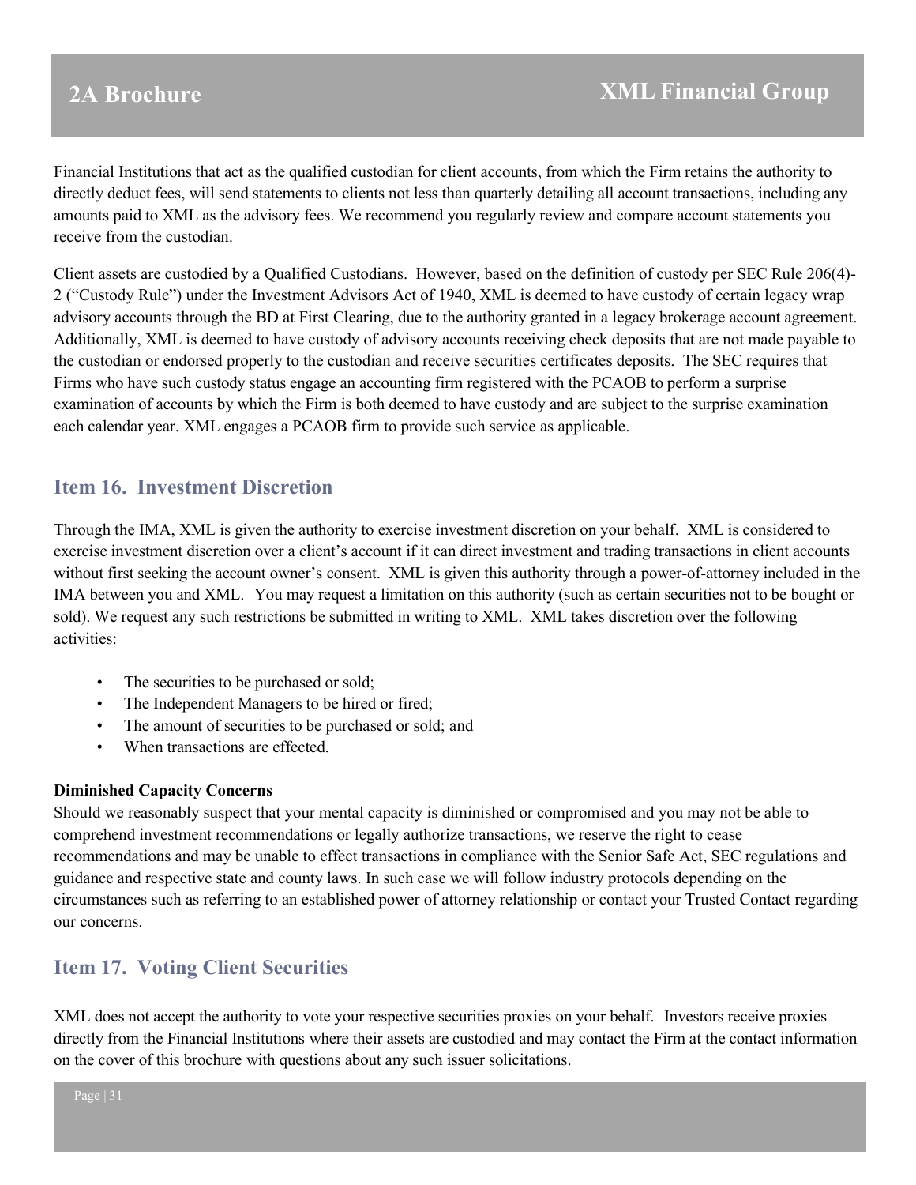Financial Institutions that act as the qualified custodian for client accounts, from which the Firm retains the authority to directly deduct fees, will send statements to clients not less than quarterly detailing all account transactions, including any amounts paid to XML as the advisory fees. We recommend you regularly review and compare account statements you receive from the custodian.

Client assets are custodied by a Qualified Custodians. However, based on the definition of custody per SEC Rule 206(4)-2 ("Custody Rule") under the Investment Advisors Act of 1940, XML is deemed to have custody of certain legacy wrap advisory accounts through the BD at First Clearing, due to the authority granted in a legacy brokerage account agreement. Additionally, XML is deemed to have custody of advisory accounts receiving check deposits that are not made payable to the custodian or endorsed properly to the custodian and receive securities certificates deposits. The SEC requires that Firms who have such custody status engage an accounting firm registered with the PCAOB to perform a surprise examination of accounts by which the Firm is both deemed to have custody and are subject to the surprise examination each calendar year. XML engages a PCAOB firm to provide such service as applicable.

## Item 16. Investment Discretion

Through the IMA, XML is given the authority to exercise investment discretion on your behalf. XML is considered to exercise investment discretion over a client's account if it can direct investment and trading transactions in client accounts without first seeking the account owner's consent. XML is given this authority through a power-of-attorney included in the IMA between you and XML. You may request a limitation on this authority (such as certain securities not to be bought or sold). We request any such restrictions be submitted in writing to XML. XML takes discretion over the following activities:

- The securities to be purchased or sold;
- The Independent Managers to be hired or fired;
- The amount of securities to be purchased or sold; and
- When transactions are effected.

**Diminished Capacity Concerns**

Should we reasonably suspect that your mental capacity is diminished or compromised and you may not be able to comprehend investment recommendations or legally authorize transactions, we reserve the right to cease recommendations and may be unable to effect transactions in compliance with the Senior Safe Act, SEC regulations and guidance and respective state and county laws. In such case we will follow industry protocols depending on the circumstances such as referring to an established power of attorney relationship or contact your Trusted Contact regarding our concerns.

## Item 17. Voting Client Securities

XML does not accept the authority to vote your respective securities proxies on your behalf. Investors receive proxies directly from the Financial Institutions where their assets are custodied and may contact the Firm at the contact information on the cover of this brochure with questions about any such issuer solicitations.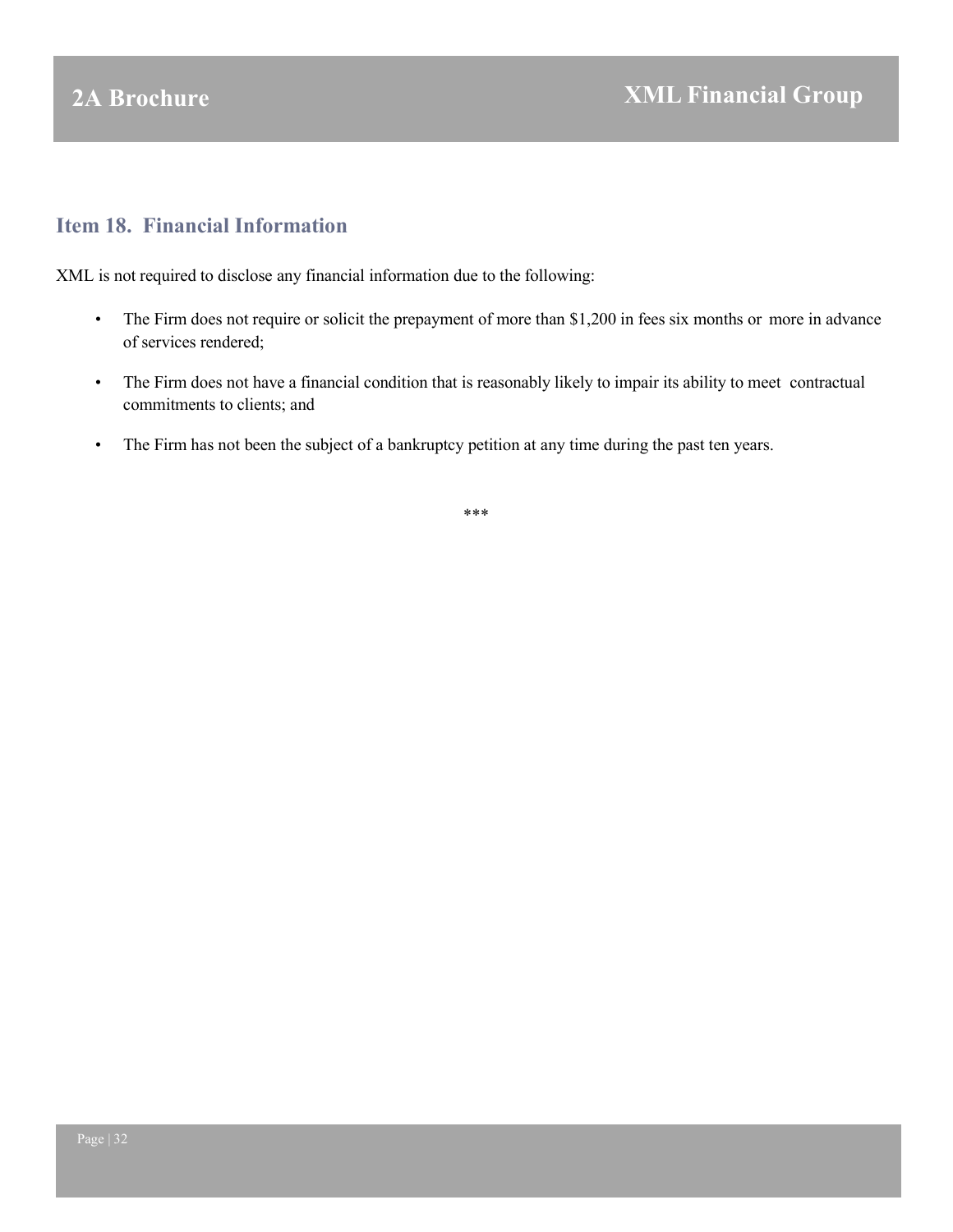## Item 18. Financial Information

XML is not required to disclose any financial information due to the following:

- The Firm does not require or solicit the prepayment of more than $1,200 in fees six months or more in advance of services rendered;
- The Firm does not have a financial condition that is reasonably likely to impair its ability to meet contractual commitments to clients; and
- The Firm has not been the subject of a bankruptcy petition at any time during the past ten years.

***